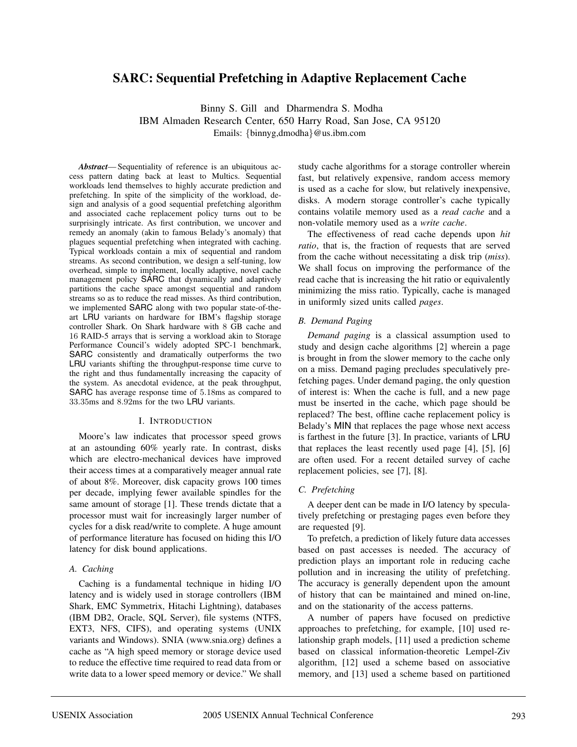# SARC: Sequential Prefetching in Adaptive Replacement Cache

Binny S. Gill and Dharmendra S. Modha
IBM Almaden Research Center, 650 Harry Road, San Jose, CA 95120
Emails: {binnyg,dmodha}@us.ibm.com

***Abstract*— Sequentiality of reference is an ubiquitous access pattern dating back at least to Multics. Sequential workloads lend themselves to highly accurate prediction and prefetching. In spite of the simplicity of the workload, design and analysis of a good sequential prefetching algorithm and associated cache replacement policy turns out to be surprisingly intricate. As first contribution, we uncover and remedy an anomaly (akin to famous Belady's anomaly) that plagues sequential prefetching when integrated with caching. Typical workloads contain a mix of sequential and random streams. As second contribution, we design a self-tuning, low overhead, simple to implement, locally adaptive, novel cache management policy SARC that dynamically and adaptively partitions the cache space amongst sequential and random streams so as to reduce the read misses. As third contribution, we implemented SARC along with two popular state-of-the-art LRU variants on hardware for IBM's flagship storage controller Shark. On Shark hardware with 8 GB cache and 16 RAID-5 arrays that is serving a workload akin to Storage Performance Council's widely adopted SPC-1 benchmark, SARC consistently and dramatically outperforms the two LRU variants shifting the throughput-response time curve to the right and thus fundamentally increasing the capacity of the system. As anecdotal evidence, at the peak throughput, SARC has average response time of 5.18ms as compared to 33.35ms and 8.92ms for the two LRU variants.**

## I. Introduction

Moore's law indicates that processor speed grows at an astounding 60% yearly rate. In contrast, disks which are electro-mechanical devices have improved their access times at a comparatively meager annual rate of about 8%. Moreover, disk capacity grows 100 times per decade, implying fewer available spindles for the same amount of storage [1]. These trends dictate that a processor must wait for increasingly larger number of cycles for a disk read/write to complete. A huge amount of performance literature has focused on hiding this I/O latency for disk bound applications.

### A. Caching

Caching is a fundamental technique in hiding I/O latency and is widely used in storage controllers (IBM Shark, EMC Symmetrix, Hitachi Lightning), databases (IBM DB2, Oracle, SQL Server), file systems (NTFS, EXT3, NFS, CIFS), and operating systems (UNIX variants and Windows). SNIA (www.snia.org) defines a cache as "A high speed memory or storage device used to reduce the effective time required to read data from or write data to a lower speed memory or device." We shall study cache algorithms for a storage controller wherein fast, but relatively expensive, random access memory is used as a cache for slow, but relatively inexpensive, disks. A modern storage controller's cache typically contains volatile memory used as a *read cache* and a non-volatile memory used as a *write cache*.

The effectiveness of read cache depends upon *hit ratio*, that is, the fraction of requests that are served from the cache without necessitating a disk trip (*miss*). We shall focus on improving the performance of the read cache that is increasing the hit ratio or equivalently minimizing the miss ratio. Typically, cache is managed in uniformly sized units called *pages*.

### B. Demand Paging

*Demand paging* is a classical assumption used to study and design cache algorithms [2] wherein a page is brought in from the slower memory to the cache only on a miss. Demand paging precludes speculatively prefetching pages. Under demand paging, the only question of interest is: When the cache is full, and a new page must be inserted in the cache, which page should be replaced? The best, offline cache replacement policy is Belady's MIN that replaces the page whose next access is farthest in the future [3]. In practice, variants of LRU that replaces the least recently used page [4], [5], [6] are often used. For a recent detailed survey of cache replacement policies, see [7], [8].

### C. Prefetching

A deeper dent can be made in I/O latency by speculatively prefetching or prestaging pages even before they are requested [9].

To prefetch, a prediction of likely future data accesses based on past accesses is needed. The accuracy of prediction plays an important role in reducing cache pollution and in increasing the utility of prefetching. The accuracy is generally dependent upon the amount of history that can be maintained and mined on-line, and on the stationarity of the access patterns.

A number of papers have focused on predictive approaches to prefetching, for example, [10] used relationship graph models, [11] used a prediction scheme based on classical information-theoretic Lempel-Ziv algorithm, [12] used a scheme based on associative memory, and [13] used a scheme based on partitioned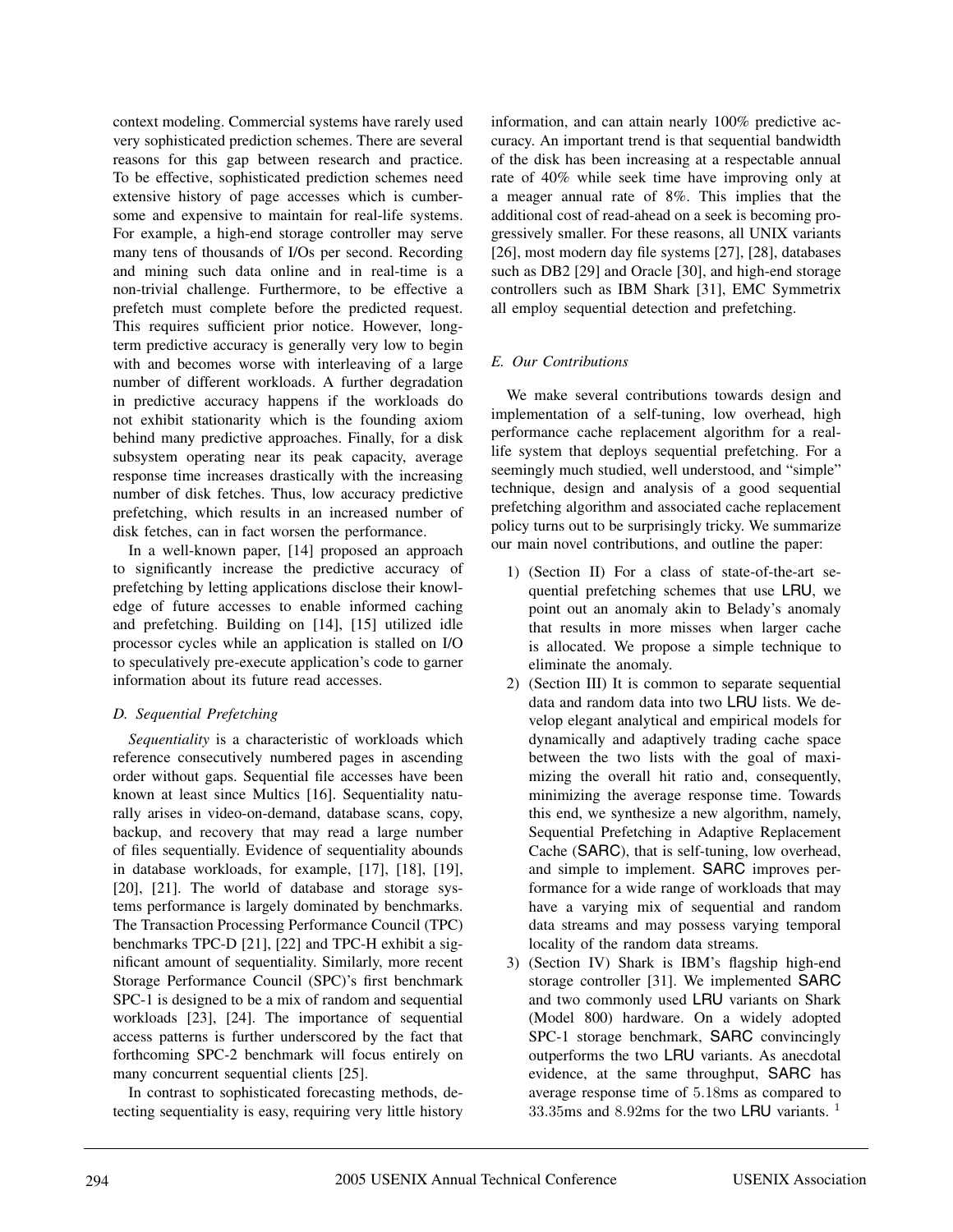context modeling. Commercial systems have rarely used very sophisticated prediction schemes. There are several reasons for this gap between research and practice. To be effective, sophisticated prediction schemes need extensive history of page accesses which is cumbersome and expensive to maintain for real-life systems. For example, a high-end storage controller may serve many tens of thousands of I/Os per second. Recording and mining such data online and in real-time is a non-trivial challenge. Furthermore, to be effective a prefetch must complete before the predicted request. This requires sufficient prior notice. However, long-term predictive accuracy is generally very low to begin with and becomes worse with interleaving of a large number of different workloads. A further degradation in predictive accuracy happens if the workloads do not exhibit stationarity which is the founding axiom behind many predictive approaches. Finally, for a disk subsystem operating near its peak capacity, average response time increases drastically with the increasing number of disk fetches. Thus, low accuracy predictive prefetching, which results in an increased number of disk fetches, can in fact worsen the performance.

In a well-known paper, [14] proposed an approach to significantly increase the predictive accuracy of prefetching by letting applications disclose their knowledge of future accesses to enable informed caching and prefetching. Building on [14], [15] utilized idle processor cycles while an application is stalled on I/O to speculatively pre-execute application's code to garner information about its future read accesses.

### D. Sequential Prefetching

*Sequentiality* is a characteristic of workloads which reference consecutively numbered pages in ascending order without gaps. Sequential file accesses have been known at least since Multics [16]. Sequentiality naturally arises in video-on-demand, database scans, copy, backup, and recovery that may read a large number of files sequentially. Evidence of sequentiality abounds in database workloads, for example, [17], [18], [19], [20], [21]. The world of database and storage systems performance is largely dominated by benchmarks. The Transaction Processing Performance Council (TPC) benchmarks TPC-D [21], [22] and TPC-H exhibit a significant amount of sequentiality. Similarly, more recent Storage Performance Council (SPC)'s first benchmark SPC-1 is designed to be a mix of random and sequential workloads [23], [24]. The importance of sequential access patterns is further underscored by the fact that forthcoming SPC-2 benchmark will focus entirely on many concurrent sequential clients [25].

In contrast to sophisticated forecasting methods, detecting sequentiality is easy, requiring very little history information, and can attain nearly 100% predictive accuracy. An important trend is that sequential bandwidth of the disk has been increasing at a respectable annual rate of 40% while seek time have improving only at a meager annual rate of 8%. This implies that the additional cost of read-ahead on a seek is becoming progressively smaller. For these reasons, all UNIX variants [26], most modern day file systems [27], [28], databases such as DB2 [29] and Oracle [30], and high-end storage controllers such as IBM Shark [31], EMC Symmetrix all employ sequential detection and prefetching.

### E. Our Contributions

We make several contributions towards design and implementation of a self-tuning, low overhead, high performance cache replacement algorithm for a real-life system that deploys sequential prefetching. For a seemingly much studied, well understood, and "simple" technique, design and analysis of a good sequential prefetching algorithm and associated cache replacement policy turns out to be surprisingly tricky. We summarize our main novel contributions, and outline the paper:

1) (Section II) For a class of state-of-the-art sequential prefetching schemes that use LRU, we point out an anomaly akin to Belady's anomaly that results in more misses when larger cache is allocated. We propose a simple technique to eliminate the anomaly.
2) (Section III) It is common to separate sequential data and random data into two LRU lists. We develop elegant analytical and empirical models for dynamically and adaptively trading cache space between the two lists with the goal of maximizing the overall hit ratio and, consequently, minimizing the average response time. Towards this end, we synthesize a new algorithm, namely, Sequential Prefetching in Adaptive Replacement Cache (SARC), that is self-tuning, low overhead, and simple to implement. SARC improves performance for a wide range of workloads that may have a varying mix of sequential and random data streams and may possess varying temporal locality of the random data streams.
3) (Section IV) Shark is IBM's flagship high-end storage controller [31]. We implemented SARC and two commonly used LRU variants on Shark (Model 800) hardware. On a widely adopted SPC-1 storage benchmark, SARC convincingly outperforms the two LRU variants. As anecdotal evidence, at the same throughput, SARC has average response time of 5.18ms as compared to 33.35ms and 8.92ms for the two LRU variants. [1]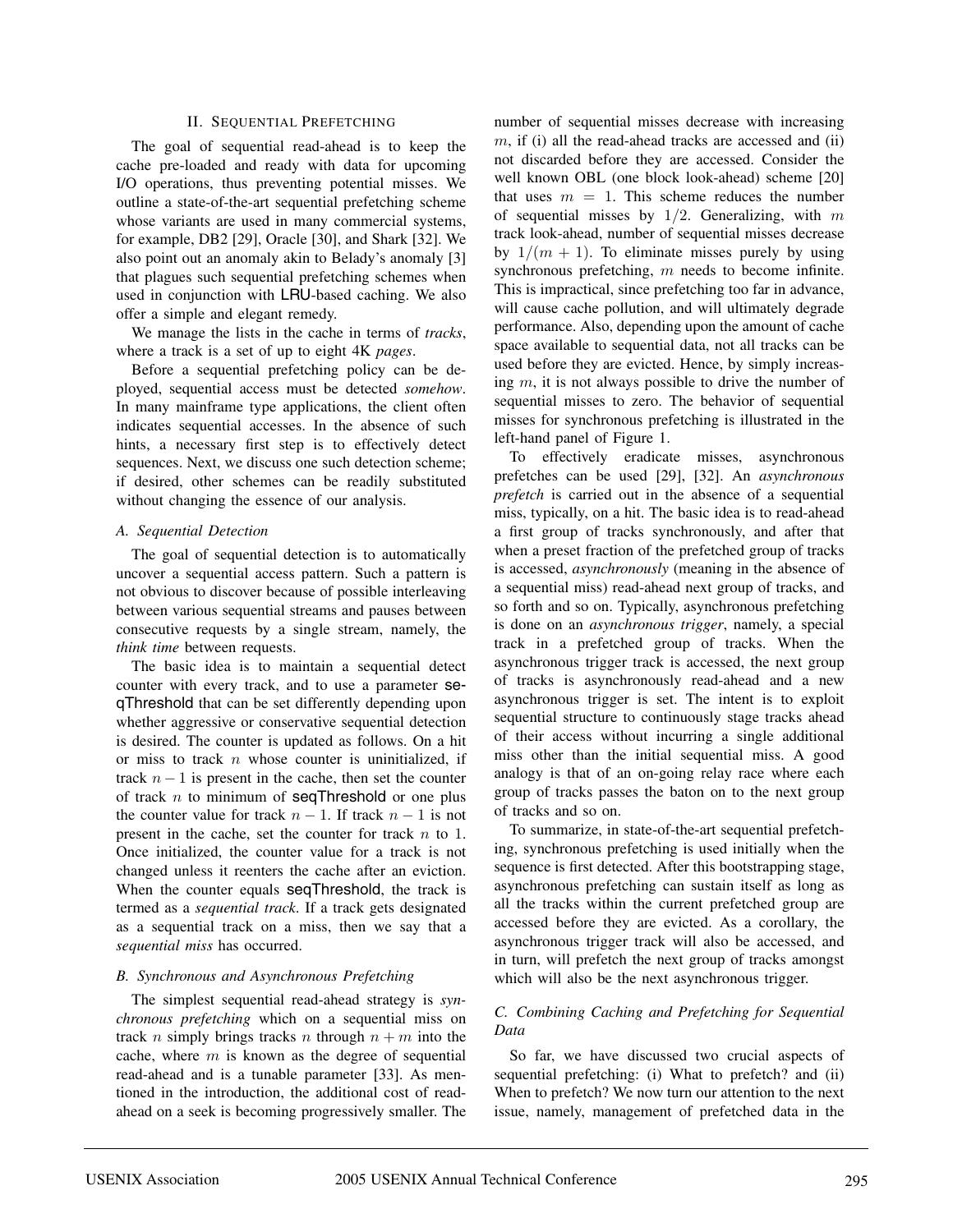## II. Sequential Prefetching

The goal of sequential read-ahead is to keep the cache pre-loaded and ready with data for upcoming I/O operations, thus preventing potential misses. We outline a state-of-the-art sequential prefetching scheme whose variants are used in many commercial systems, for example, DB2 [29], Oracle [30], and Shark [32]. We also point out an anomaly akin to Belady's anomaly [3] that plagues such sequential prefetching schemes when used in conjunction with LRU-based caching. We also offer a simple and elegant remedy.

We manage the lists in the cache in terms of *tracks*, where a track is a set of up to eight 4K *pages*.

Before a sequential prefetching policy can be deployed, sequential access must be detected *somehow*. In many mainframe type applications, the client often indicates sequential accesses. In the absence of such hints, a necessary first step is to effectively detect sequences. Next, we discuss one such detection scheme; if desired, other schemes can be readily substituted without changing the essence of our analysis.

### A. Sequential Detection

The goal of sequential detection is to automatically uncover a sequential access pattern. Such a pattern is not obvious to discover because of possible interleaving between various sequential streams and pauses between consecutive requests by a single stream, namely, the *think time* between requests.

The basic idea is to maintain a sequential detect counter with every track, and to use a parameter seqThreshold that can be set differently depending upon whether aggressive or conservative sequential detection is desired. The counter is updated as follows. On a hit or miss to track $n$ whose counter is uninitialized, if track $n-1$ is present in the cache, then set the counter of track $n$ to minimum of seqThreshold or one plus the counter value for track $n-1$. If track $n-1$ is not present in the cache, set the counter for track $n$ to 1. Once initialized, the counter value for a track is not changed unless it reenters the cache after an eviction. When the counter equals seqThreshold, the track is termed as a *sequential track*. If a track gets designated as a sequential track on a miss, then we say that a *sequential miss* has occurred.

### B. Synchronous and Asynchronous Prefetching

The simplest sequential read-ahead strategy is *synchronous prefetching* which on a sequential miss on track $n$ simply brings tracks $n$ through $n+m$ into the cache, where $m$ is known as the degree of sequential read-ahead and is a tunable parameter [33]. As mentioned in the introduction, the additional cost of read-ahead on a seek is becoming progressively smaller. The number of sequential misses decrease with increasing $m$, if (i) all the read-ahead tracks are accessed and (ii) not discarded before they are accessed. Consider the well known OBL (one block look-ahead) scheme [20] that uses $m = 1$. This scheme reduces the number of sequential misses by $1/2$. Generalizing, with $m$ track look-ahead, number of sequential misses decrease by $1/(m+1)$. To eliminate misses purely by using synchronous prefetching, $m$ needs to become infinite. This is impractical, since prefetching too far in advance, will cause cache pollution, and will ultimately degrade performance. Also, depending upon the amount of cache space available to sequential data, not all tracks can be used before they are evicted. Hence, by simply increasing $m$, it is not always possible to drive the number of sequential misses to zero. The behavior of sequential misses for synchronous prefetching is illustrated in the left-hand panel of Figure 1.

To effectively eradicate misses, asynchronous prefetches can be used [29], [32]. An *asynchronous prefetch* is carried out in the absence of a sequential miss, typically, on a hit. The basic idea is to read-ahead a first group of tracks synchronously, and after that when a preset fraction of the prefetched group of tracks is accessed, *asynchronously* (meaning in the absence of a sequential miss) read-ahead next group of tracks, and so forth and so on. Typically, asynchronous prefetching is done on an *asynchronous trigger*, namely, a special track in a prefetched group of tracks. When the asynchronous trigger track is accessed, the next group of tracks is asynchronously read-ahead and a new asynchronous trigger is set. The intent is to exploit sequential structure to continuously stage tracks ahead of their access without incurring a single additional miss other than the initial sequential miss. A good analogy is that of an on-going relay race where each group of tracks passes the baton on to the next group of tracks and so on.

To summarize, in state-of-the-art sequential prefetching, synchronous prefetching is used initially when the sequence is first detected. After this bootstrapping stage, asynchronous prefetching can sustain itself as long as all the tracks within the current prefetched group are accessed before they are evicted. As a corollary, the asynchronous trigger track will also be accessed, and in turn, will prefetch the next group of tracks amongst which will also be the next asynchronous trigger.

### C. Combining Caching and Prefetching for Sequential Data

So far, we have discussed two crucial aspects of sequential prefetching: (i) What to prefetch? and (ii) When to prefetch? We now turn our attention to the next issue, namely, management of prefetched data in the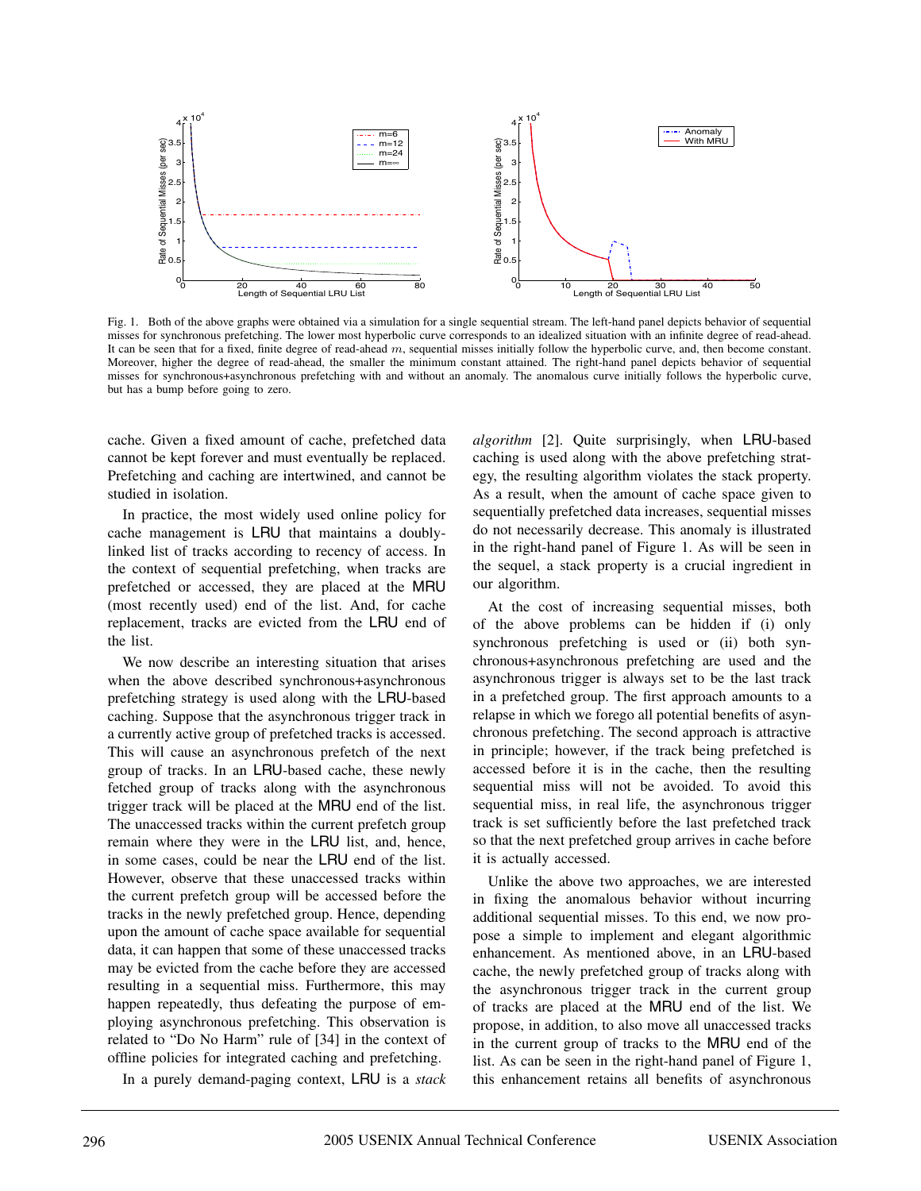Fig. 1. Both of the above graphs were obtained via a simulation for a single sequential stream. The left-hand panel depicts behavior of sequential misses for synchronous prefetching. The lower most hyperbolic curve corresponds to an idealized situation with an infinite degree of read-ahead. It can be seen that for a fixed, finite degree of read-ahead $m$, sequential misses initially follow the hyperbolic curve, and, then become constant. Moreover, higher the degree of read-ahead, the smaller the minimum constant attained. The right-hand panel depicts behavior of sequential misses for synchronous+asynchronous prefetching with and without an anomaly. The anomalous curve initially follows the hyperbolic curve, but has a bump before going to zero.

cache. Given a fixed amount of cache, prefetched data cannot be kept forever and must eventually be replaced. Prefetching and caching are intertwined, and cannot be studied in isolation.

In practice, the most widely used online policy for cache management is LRU that maintains a doubly-linked list of tracks according to recency of access. In the context of sequential prefetching, when tracks are prefetched or accessed, they are placed at the MRU (most recently used) end of the list. And, for cache replacement, tracks are evicted from the LRU end of the list.

We now describe an interesting situation that arises when the above described synchronous+asynchronous prefetching strategy is used along with the LRU-based caching. Suppose that the asynchronous trigger track in a currently active group of prefetched tracks is accessed. This will cause an asynchronous prefetch of the next group of tracks. In an LRU-based cache, these newly fetched group of tracks along with the asynchronous trigger track will be placed at the MRU end of the list. The unaccessed tracks within the current prefetch group remain where they were in the LRU list, and, hence, in some cases, could be near the LRU end of the list. However, observe that these unaccessed tracks within the current prefetch group will be accessed before the tracks in the newly prefetched group. Hence, depending upon the amount of cache space available for sequential data, it can happen that some of these unaccessed tracks may be evicted from the cache before they are accessed resulting in a sequential miss. Furthermore, this may happen repeatedly, thus defeating the purpose of employing asynchronous prefetching. This observation is related to "Do No Harm" rule of [34] in the context of offline policies for integrated caching and prefetching.

In a purely demand-paging context, LRU is a *stack algorithm* [2]. Quite surprisingly, when LRU-based caching is used along with the above prefetching strategy, the resulting algorithm violates the stack property. As a result, when the amount of cache space given to sequentially prefetched data increases, sequential misses do not necessarily decrease. This anomaly is illustrated in the right-hand panel of Figure 1. As will be seen in the sequel, a stack property is a crucial ingredient in our algorithm.

At the cost of increasing sequential misses, both of the above problems can be hidden if (i) only synchronous prefetching is used or (ii) both synchronous+asynchronous prefetching are used and the asynchronous trigger is always set to be the last track in a prefetched group. The first approach amounts to a relapse in which we forego all potential benefits of asynchronous prefetching. The second approach is attractive in principle; however, if the track being prefetched is accessed before it is in the cache, then the resulting sequential miss will not be avoided. To avoid this sequential miss, in real life, the asynchronous trigger track is set sufficiently before the last prefetched track so that the next prefetched group arrives in cache before it is actually accessed.

Unlike the above two approaches, we are interested in fixing the anomalous behavior without incurring additional sequential misses. To this end, we now propose a simple to implement and elegant algorithmic enhancement. As mentioned above, in an LRU-based cache, the newly prefetched group of tracks along with the asynchronous trigger track in the current group of tracks are placed at the MRU end of the list. We propose, in addition, to also move all unaccessed tracks in the current group of tracks to the MRU end of the list. As can be seen in the right-hand panel of Figure 1, this enhancement retains all benefits of asynchronous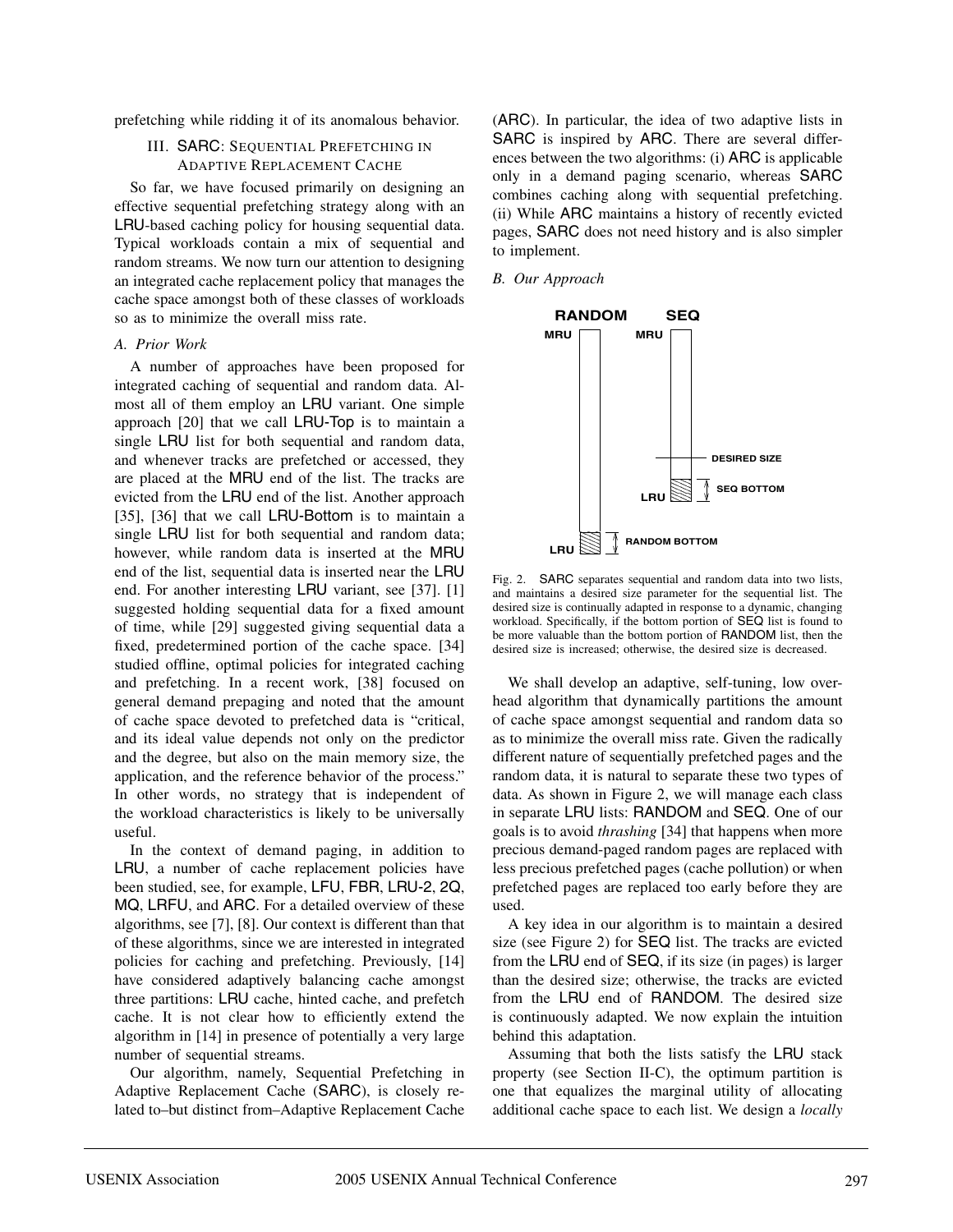prefetching while ridding it of its anomalous behavior.

## III. SARC: Sequential Prefetching in Adaptive Replacement Cache

So far, we have focused primarily on designing an effective sequential prefetching strategy along with an LRU-based caching policy for housing sequential data. Typical workloads contain a mix of sequential and random streams. We now turn our attention to designing an integrated cache replacement policy that manages the cache space amongst both of these classes of workloads so as to minimize the overall miss rate.

### *A. Prior Work*

A number of approaches have been proposed for integrated caching of sequential and random data. Almost all of them employ an LRU variant. One simple approach [20] that we call LRU-Top is to maintain a single LRU list for both sequential and random data, and whenever tracks are prefetched or accessed, they are placed at the MRU end of the list. The tracks are evicted from the LRU end of the list. Another approach [35], [36] that we call LRU-Bottom is to maintain a single LRU list for both sequential and random data; however, while random data is inserted at the MRU end of the list, sequential data is inserted near the LRU end. For another interesting LRU variant, see [37]. [1] suggested holding sequential data for a fixed amount of time, while [29] suggested giving sequential data a fixed, predetermined portion of the cache space. [34] studied offline, optimal policies for integrated caching and prefetching. In a recent work, [38] focused on general demand prepaging and noted that the amount of cache space devoted to prefetched data is "critical, and its ideal value depends not only on the predictor and the degree, but also on the main memory size, the application, and the reference behavior of the process." In other words, no strategy that is independent of the workload characteristics is likely to be universally useful.

In the context of demand paging, in addition to LRU, a number of cache replacement policies have been studied, see, for example, LFU, FBR, LRU-2, 2Q, MQ, LRFU, and ARC. For a detailed overview of these algorithms, see [7], [8]. Our context is different than that of these algorithms, since we are interested in integrated policies for caching and prefetching. Previously, [14] have considered adaptively balancing cache amongst three partitions: LRU cache, hinted cache, and prefetch cache. It is not clear how to efficiently extend the algorithm in [14] in presence of potentially a very large number of sequential streams.

Our algorithm, namely, Sequential Prefetching in Adaptive Replacement Cache (SARC), is closely related to–but distinct from–Adaptive Replacement Cache (ARC). In particular, the idea of two adaptive lists in SARC is inspired by ARC. There are several differences between the two algorithms: (i) ARC is applicable only in a demand paging scenario, whereas SARC combines caching along with sequential prefetching. (ii) While ARC maintains a history of recently evicted pages, SARC does not need history and is also simpler to implement.

### *B. Our Approach*

Fig. 2. SARC separates sequential and random data into two lists, and maintains a desired size parameter for the sequential list. The desired size is continually adapted in response to a dynamic, changing workload. Specifically, if the bottom portion of SEQ list is found to be more valuable than the bottom portion of RANDOM list, then the desired size is increased; otherwise, the desired size is decreased.

We shall develop an adaptive, self-tuning, low overhead algorithm that dynamically partitions the amount of cache space amongst sequential and random data so as to minimize the overall miss rate. Given the radically different nature of sequentially prefetched pages and the random data, it is natural to separate these two types of data. As shown in Figure 2, we will manage each class in separate LRU lists: RANDOM and SEQ. One of our goals is to avoid *thrashing* [34] that happens when more precious demand-paged random pages are replaced with less precious prefetched pages (cache pollution) or when prefetched pages are replaced too early before they are used.

A key idea in our algorithm is to maintain a desired size (see Figure 2) for SEQ list. The tracks are evicted from the LRU end of SEQ, if its size (in pages) is larger than the desired size; otherwise, the tracks are evicted from the LRU end of RANDOM. The desired size is continuously adapted. We now explain the intuition behind this adaptation.

Assuming that both the lists satisfy the LRU stack property (see Section II-C), the optimum partition is one that equalizes the marginal utility of allocating additional cache space to each list. We design a *locally*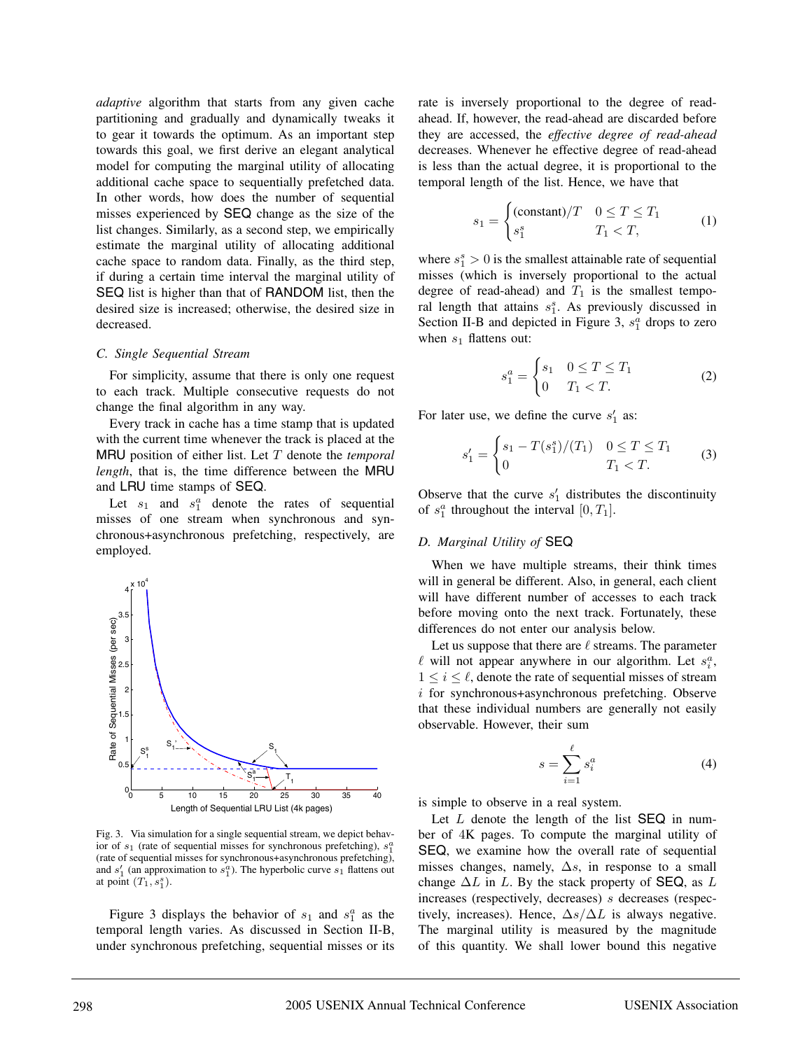*adaptive* algorithm that starts from any given cache partitioning and gradually and dynamically tweaks it to gear it towards the optimum. As an important step towards this goal, we first derive an elegant analytical model for computing the marginal utility of allocating additional cache space to sequentially prefetched data. In other words, how does the number of sequential misses experienced by SEQ change as the size of the list changes. Similarly, as a second step, we empirically estimate the marginal utility of allocating additional cache space to random data. Finally, as the third step, if during a certain time interval the marginal utility of SEQ list is higher than that of RANDOM list, then the desired size is increased; otherwise, the desired size in decreased.

### C. Single Sequential Stream

For simplicity, assume that there is only one request to each track. Multiple consecutive requests do not change the final algorithm in any way.

Every track in cache has a time stamp that is updated with the current time whenever the track is placed at the MRU position of either list. Let $T$ denote the *temporal length*, that is, the time difference between the MRU and LRU time stamps of SEQ.

Let $s_1$ and $s_1^a$ denote the rates of sequential misses of one stream when synchronous and synchronous+asynchronous prefetching, respectively, are employed.

Fig. 3. Via simulation for a single sequential stream, we depict behavior of $s_1$ (rate of sequential misses for synchronous prefetching), $s_1^a$ (rate of sequential misses for synchronous+asynchronous prefetching), and $s_1'$ (an approximation to $s_1^a$). The hyperbolic curve $s_1$ flattens out at point $(T_1, s_1^s)$.

Figure 3 displays the behavior of $s_1$ and $s_1^a$ as the temporal length varies. As discussed in Section II-B, under synchronous prefetching, sequential misses or its rate is inversely proportional to the degree of read-ahead. If, however, the read-ahead are discarded before they are accessed, the *effective degree of read-ahead* decreases. Whenever he effective degree of read-ahead is less than the actual degree, it is proportional to the temporal length of the list. Hence, we have that

$$s_1 = \begin{cases} (\text{constant})/T & 0 \le T \le T_1 \\ s_1^s & T_1 < T, \end{cases} \tag{1}$$

where $s_1^s > 0$ is the smallest attainable rate of sequential misses (which is inversely proportional to the actual degree of read-ahead) and $T_1$ is the smallest temporal length that attains $s_1^s$. As previously discussed in Section II-B and depicted in Figure 3, $s_1^a$ drops to zero when $s_1$ flattens out:

$$s_1^a = \begin{cases} s_1 & 0 \le T \le T_1 \\ 0 & T_1 < T. \end{cases} \tag{2}$$

For later use, we define the curve $s_1'$ as:

$$s_1' = \begin{cases} s_1 - T(s_1^s)/(T_1) & 0 \le T \le T_1 \\ 0 & T_1 < T. \end{cases} \tag{3}$$

Observe that the curve $s_1'$ distributes the discontinuity of $s_1^a$ throughout the interval $[0, T_1]$.

### D. Marginal Utility of SEQ

When we have multiple streams, their think times will in general be different. Also, in general, each client will have different number of accesses to each track before moving onto the next track. Fortunately, these differences do not enter our analysis below.

Let us suppose that there are $\ell$ streams. The parameter $\ell$ will not appear anywhere in our algorithm. Let $s_i^a$, $1 \le i \le \ell$, denote the rate of sequential misses of stream $i$ for synchronous+asynchronous prefetching. Observe that these individual numbers are generally not easily observable. However, their sum

$$s = \sum_{i=1}^{\ell} s_i^a \tag{4}$$

is simple to observe in a real system.

Let $L$ denote the length of the list SEQ in number of 4K pages. To compute the marginal utility of SEQ, we examine how the overall rate of sequential misses changes, namely, $\Delta s$, in response to a small change $\Delta L$ in $L$. By the stack property of SEQ, as $L$ increases (respectively, decreases) $s$ decreases (respectively, increases). Hence, $\Delta s / \Delta L$ is always negative. The marginal utility is measured by the magnitude of this quantity. We shall lower bound this negative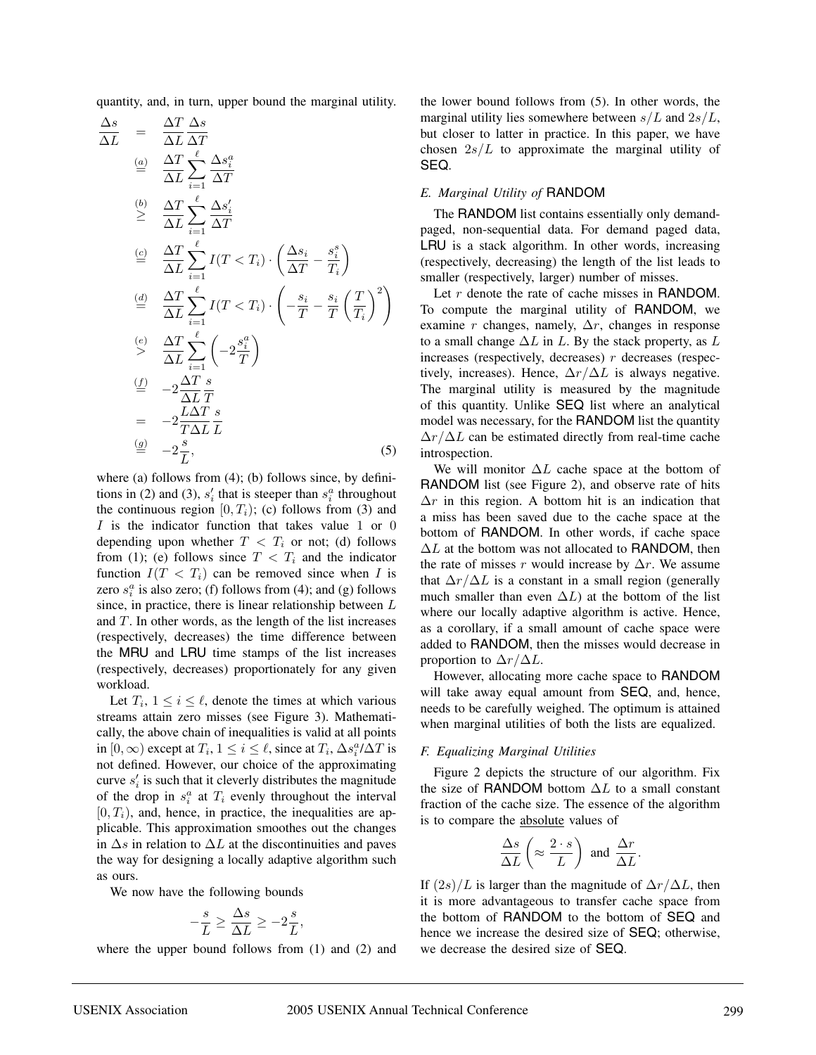quantity, and, in turn, upper bound the marginal utility.

$$
\begin{aligned}
\frac{\Delta s}{\Delta L} &= \frac{\Delta T}{\Delta L}\frac{\Delta s}{\Delta T} \\
&\overset{(a)}{=} \frac{\Delta T}{\Delta L}\sum_{i=1}^{\ell}\frac{\Delta s_i^a}{\Delta T} \\
&\overset{(b)}{\geq} \frac{\Delta T}{\Delta L}\sum_{i=1}^{\ell}\frac{\Delta s_i'}{\Delta T} \\
&\overset{(c)}{=} \frac{\Delta T}{\Delta L}\sum_{i=1}^{\ell} I(T<T_i)\cdot\left(\frac{\Delta s_i}{\Delta T}-\frac{s_i^s}{T_i}\right) \\
&\overset{(d)}{=} \frac{\Delta T}{\Delta L}\sum_{i=1}^{\ell} I(T<T_i)\cdot\left(-\frac{s_i}{T}-\frac{s_i}{T}\left(\frac{T}{T_i}\right)^2\right) \\
&\overset{(e)}{>} \frac{\Delta T}{\Delta L}\sum_{i=1}^{\ell}\left(-2\frac{s_i^a}{T}\right) \\
&\overset{(f)}{=} -2\frac{\Delta T}{\Delta L}\frac{s}{T} \\
&= -2\frac{L\Delta T}{T\Delta L}\frac{s}{L} \\
&\overset{(g)}{=} -2\frac{s}{L}, \qquad (5)
\end{aligned}
$$

where (a) follows from (4); (b) follows since, by definitions in (2) and (3), $s_i'$ that is steeper than $s_i^a$ throughout the continuous region $[0, T_i)$; (c) follows from (3) and $I$ is the indicator function that takes value 1 or 0 depending upon whether $T < T_i$ or not; (d) follows from (1); (e) follows since $T < T_i$ and the indicator function $I(T < T_i)$ can be removed since when $I$ is zero $s_i^a$ is also zero; (f) follows from (4); and (g) follows since, in practice, there is linear relationship between $L$ and $T$. In other words, as the length of the list increases (respectively, decreases) the time difference between the MRU and LRU time stamps of the list increases (respectively, decreases) proportionately for any given workload.

Let $T_i$, $1 \leq i \leq \ell$, denote the times at which various streams attain zero misses (see Figure 3). Mathematically, the above chain of inequalities is valid at all points in $[0, \infty)$ except at $T_i$, $1 \leq i \leq \ell$, since at $T_i$, $\Delta s_i^a / \Delta T$ is not defined. However, our choice of the approximating curve $s_i'$ is such that it cleverly distributes the magnitude of the drop in $s_i^a$ at $T_i$ evenly throughout the interval $[0, T_i)$, and, hence, in practice, the inequalities are applicable. This approximation smoothes out the changes in $\Delta s$ in relation to $\Delta L$ at the discontinuities and paves the way for designing a locally adaptive algorithm such as ours.

We now have the following bounds

$$-\frac{s}{L} \geq \frac{\Delta s}{\Delta L} \geq -2\frac{s}{L},$$

where the upper bound follows from (1) and (2) and the lower bound follows from (5). In other words, the marginal utility lies somewhere between $s/L$ and $2s/L$, but closer to latter in practice. In this paper, we have chosen $2s/L$ to approximate the marginal utility of SEQ.

### E. Marginal Utility of RANDOM

The RANDOM list contains essentially only demand-paged, non-sequential data. For demand paged data, LRU is a stack algorithm. In other words, increasing (respectively, decreasing) the length of the list leads to smaller (respectively, larger) number of misses.

Let $r$ denote the rate of cache misses in RANDOM. To compute the marginal utility of RANDOM, we examine $r$ changes, namely, $\Delta r$, changes in response to a small change $\Delta L$ in $L$. By the stack property, as $L$ increases (respectively, decreases) $r$ decreases (respectively, increases). Hence, $\Delta r / \Delta L$ is always negative. The marginal utility is measured by the magnitude of this quantity. Unlike SEQ list where an analytical model was necessary, for the RANDOM list the quantity $\Delta r / \Delta L$ can be estimated directly from real-time cache introspection.

We will monitor $\Delta L$ cache space at the bottom of RANDOM list (see Figure 2), and observe rate of hits $\Delta r$ in this region. A bottom hit is an indication that a miss has been saved due to the cache space at the bottom of RANDOM. In other words, if cache space $\Delta L$ at the bottom was not allocated to RANDOM, then the rate of misses $r$ would increase by $\Delta r$. We assume that $\Delta r / \Delta L$ is a constant in a small region (generally much smaller than even $\Delta L$) at the bottom of the list where our locally adaptive algorithm is active. Hence, as a corollary, if a small amount of cache space were added to RANDOM, then the misses would decrease in proportion to $\Delta r / \Delta L$.

However, allocating more cache space to RANDOM will take away equal amount from SEQ, and, hence, needs to be carefully weighed. The optimum is attained when marginal utilities of both the lists are equalized.

### F. Equalizing Marginal Utilities

Figure 2 depicts the structure of our algorithm. Fix the size of RANDOM bottom $\Delta L$ to a small constant fraction of the cache size. The essence of the algorithm is to compare the <u>absolute</u> values of

$$\frac{\Delta s}{\Delta L}\left(\approx \frac{2 \cdot s}{L}\right) \text{ and } \frac{\Delta r}{\Delta L}.$$

If $(2s)/L$ is larger than the magnitude of $\Delta r / \Delta L$, then it is more advantageous to transfer cache space from the bottom of RANDOM to the bottom of SEQ and hence we increase the desired size of SEQ; otherwise, we decrease the desired size of SEQ.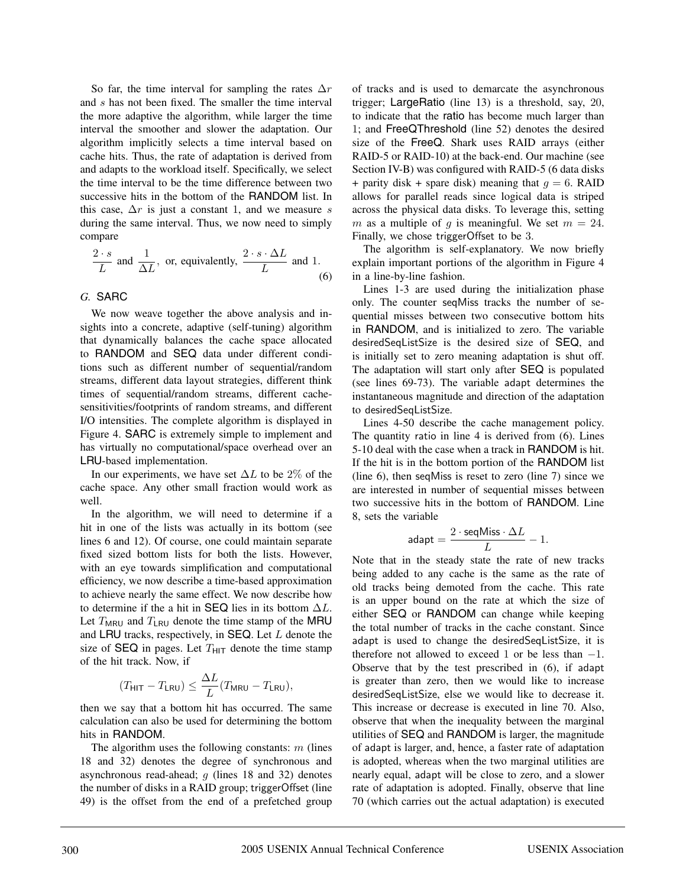So far, the time interval for sampling the rates $\Delta r$ and $s$ has not been fixed. The smaller the time interval the more adaptive the algorithm, while larger the time interval the smoother and slower the adaptation. Our algorithm implicitly selects a time interval based on cache hits. Thus, the rate of adaptation is derived from and adapts to the workload itself. Specifically, we select the time interval to be the time difference between two successive hits in the bottom of the RANDOM list. In this case, $\Delta r$ is just a constant 1, and we measure $s$ during the same interval. Thus, we now need to simply compare

$$\frac{2 \cdot s}{L} \text{ and } \frac{1}{\Delta L}, \text{ or, equivalently, } \frac{2 \cdot s \cdot \Delta L}{L} \text{ and } 1. \tag{6}$$

### G. SARC

We now weave together the above analysis and insights into a concrete, adaptive (self-tuning) algorithm that dynamically balances the cache space allocated to RANDOM and SEQ data under different conditions such as different number of sequential/random streams, different data layout strategies, different think times of sequential/random streams, different cache-sensitivities/footprints of random streams, and different I/O intensities. The complete algorithm is displayed in Figure 4. SARC is extremely simple to implement and has virtually no computational/space overhead over an LRU-based implementation.

In our experiments, we have set $\Delta L$ to be 2% of the cache space. Any other small fraction would work as well.

In the algorithm, we will need to determine if a hit in one of the lists was actually in its bottom (see lines 6 and 12). Of course, one could maintain separate fixed sized bottom lists for both the lists. However, with an eye towards simplification and computational efficiency, we now describe a time-based approximation to achieve nearly the same effect. We now describe how to determine if the a hit in SEQ lies in its bottom $\Delta L$. Let $T_{\mathsf{MRU}}$ and $T_{\mathsf{LRU}}$ denote the time stamp of the MRU and LRU tracks, respectively, in SEQ. Let $L$ denote the size of SEQ in pages. Let $T_{\mathsf{HIT}}$ denote the time stamp of the hit track. Now, if

$$(T_{\mathsf{HIT}} - T_{\mathsf{LRU}}) \leq \frac{\Delta L}{L}(T_{\mathsf{MRU}} - T_{\mathsf{LRU}}),$$

then we say that a bottom hit has occurred. The same calculation can also be used for determining the bottom hits in RANDOM.

The algorithm uses the following constants: $m$ (lines 18 and 32) denotes the degree of synchronous and asynchronous read-ahead; $g$ (lines 18 and 32) denotes the number of disks in a RAID group; triggerOffset (line 49) is the offset from the end of a prefetched group of tracks and is used to demarcate the asynchronous trigger; LargeRatio (line 13) is a threshold, say, 20, to indicate that the ratio has become much larger than 1; and FreeQThreshold (line 52) denotes the desired size of the FreeQ. Shark uses RAID arrays (either RAID-5 or RAID-10) at the back-end. Our machine (see Section IV-B) was configured with RAID-5 (6 data disks + parity disk + spare disk) meaning that $g = 6$. RAID allows for parallel reads since logical data is striped across the physical data disks. To leverage this, setting $m$ as a multiple of $g$ is meaningful. We set $m = 24$. Finally, we chose triggerOffset to be 3.

The algorithm is self-explanatory. We now briefly explain important portions of the algorithm in Figure 4 in a line-by-line fashion.

Lines 1-3 are used during the initialization phase only. The counter seqMiss tracks the number of sequential misses between two consecutive bottom hits in RANDOM, and is initialized to zero. The variable desiredSeqListSize is the desired size of SEQ, and is initially set to zero meaning adaptation is shut off. The adaptation will start only after SEQ is populated (see lines 69-73). The variable adapt determines the instantaneous magnitude and direction of the adaptation to desiredSeqListSize.

Lines 4-50 describe the cache management policy. The quantity ratio in line 4 is derived from (6). Lines 5-10 deal with the case when a track in RANDOM is hit. If the hit is in the bottom portion of the RANDOM list (line 6), then seqMiss is reset to zero (line 7) since we are interested in number of sequential misses between two successive hits in the bottom of RANDOM. Line 8, sets the variable

$$\mathsf{adapt} = \frac{2 \cdot \mathsf{seqMiss} \cdot \Delta L}{L} - 1.$$

Note that in the steady state the rate of new tracks being added to any cache is the same as the rate of old tracks being demoted from the cache. This rate is an upper bound on the rate at which the size of either SEQ or RANDOM can change while keeping the total number of tracks in the cache constant. Since adapt is used to change the desiredSeqListSize, it is therefore not allowed to exceed 1 or be less than $-1$. Observe that by the test prescribed in (6), if adapt is greater than zero, then we would like to increase desiredSeqListSize, else we would like to decrease it. This increase or decrease is executed in line 70. Also, observe that when the inequality between the marginal utilities of SEQ and RANDOM is larger, the magnitude of adapt is larger, and, hence, a faster rate of adaptation is adopted, whereas when the two marginal utilities are nearly equal, adapt will be close to zero, and a slower rate of adaptation is adopted. Finally, observe that line 70 (which carries out the actual adaptation) is executed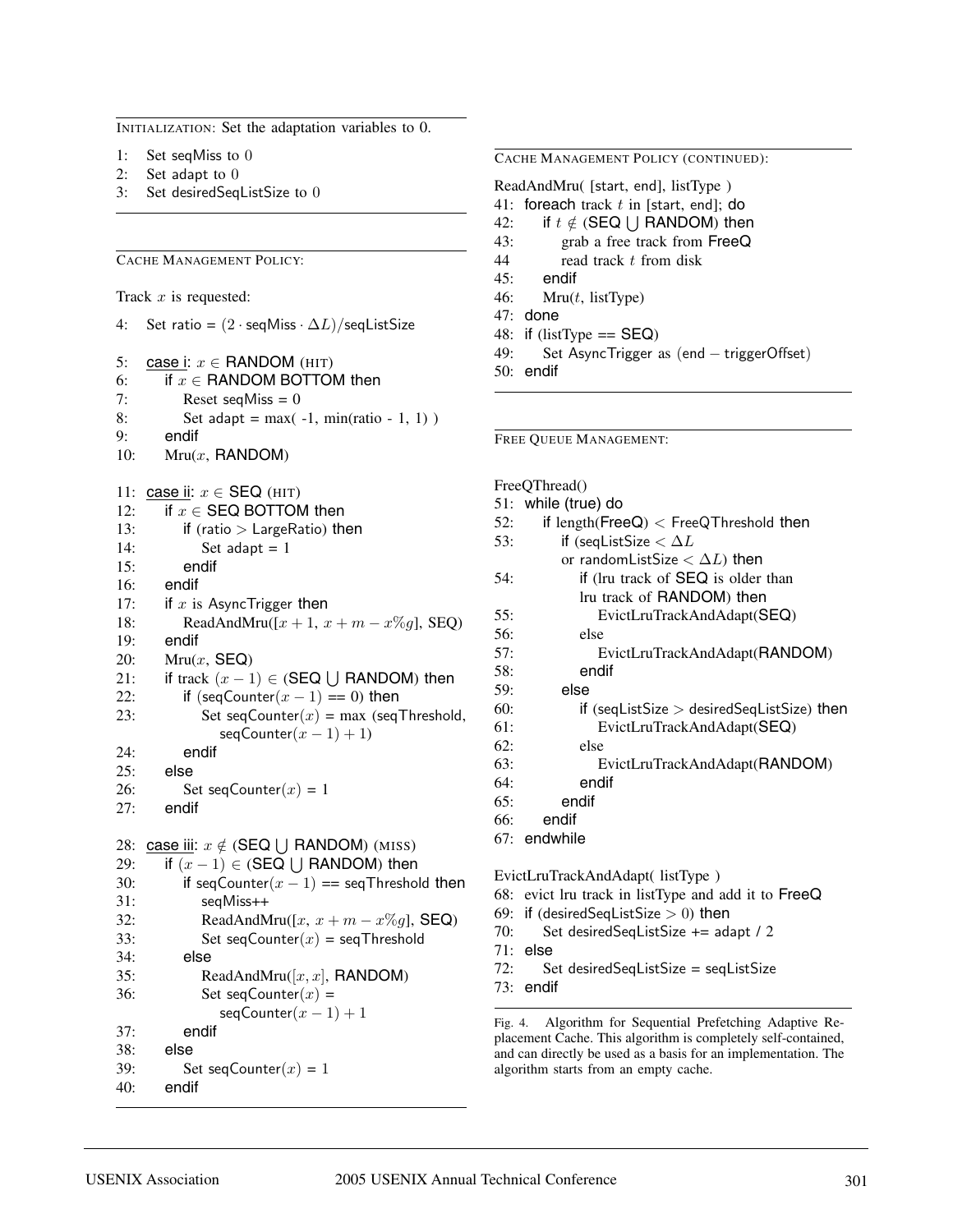INITIALIZATION: Set the adaptation variables to 0.

```
1:  Set seqMiss to 0
2:  Set adapt to 0
3:  Set desiredSeqListSize to 0
```

CACHE MANAGEMENT POLICY:

Track $x$ is requested:

```
4:  Set ratio = (2 · seqMiss · ΔL)/seqListSize

5:  case i: x ∈ RANDOM (HIT)
6:      if x ∈ RANDOM BOTTOM then
7:          Reset seqMiss = 0
8:          Set adapt = max( -1, min(ratio - 1, 1) )
9:      endif
10:     Mru(x, RANDOM)

11: case ii: x ∈ SEQ (HIT)
12:     if x ∈ SEQ BOTTOM then
13:         if (ratio > LargeRatio) then
14:             Set adapt = 1
15:         endif
16:     endif
17:     if x is AsyncTrigger then
18:         ReadAndMru([x + 1, x + m − x%g], SEQ)
19:     endif
20:     Mru(x, SEQ)
21:     if track (x − 1) ∈ (SEQ ⋃ RANDOM) then
22:         if (seqCounter(x − 1) == 0) then
23:             Set seqCounter(x) = max (seqThreshold,
                    seqCounter(x − 1) + 1)
24:         endif
25:     else
26:         Set seqCounter(x) = 1
27:     endif

28: case iii: x ∉ (SEQ ⋃ RANDOM) (MISS)
29:     if (x − 1) ∈ (SEQ ⋃ RANDOM) then
30:         if seqCounter(x − 1) == seqThreshold then
31:             seqMiss++
32:             ReadAndMru([x, x + m − x%g], SEQ)
33:             Set seqCounter(x) = seqThreshold
34:         else
35:             ReadAndMru([x, x], RANDOM)
36:             Set seqCounter(x) =
                    seqCounter(x − 1) + 1
37:         endif
38:     else
39:         Set seqCounter(x) = 1
40:     endif
```

CACHE MANAGEMENT POLICY (CONTINUED):

```
ReadAndMru( [start, end], listType )
41: foreach track t in [start, end]; do
42:     if t ∉ (SEQ ⋃ RANDOM) then
43:         grab a free track from FreeQ
44          read track t from disk
45:     endif
46:     Mru(t, listType)
47: done
48: if (listType == SEQ)
49:     Set AsyncTrigger as (end − triggerOffset)
50: endif
```

FREE QUEUE MANAGEMENT:

```
FreeQThread()
51: while (true) do
52:     if length(FreeQ) < FreeQThreshold then
53:         if (seqListSize < ΔL
            or randomListSize < ΔL) then
54:             if (lru track of SEQ is older than
                lru track of RANDOM) then
55:                 EvictLruTrackAndAdapt(SEQ)
56:             else
57:                 EvictLruTrackAndAdapt(RANDOM)
58:             endif
59:         else
60:             if (seqListSize > desiredSeqListSize) then
61:                 EvictLruTrackAndAdapt(SEQ)
62:             else
63:                 EvictLruTrackAndAdapt(RANDOM)
64:             endif
65:         endif
66:     endif
67: endwhile

EvictLruTrackAndAdapt( listType )
68: evict lru track in listType and add it to FreeQ
69: if (desiredSeqListSize > 0) then
70:     Set desiredSeqListSize += adapt / 2
71: else
72:     Set desiredSeqListSize = seqListSize
73: endif
```

Fig. 4. Algorithm for Sequential Prefetching Adaptive Replacement Cache. This algorithm is completely self-contained, and can directly be used as a basis for an implementation. The algorithm starts from an empty cache.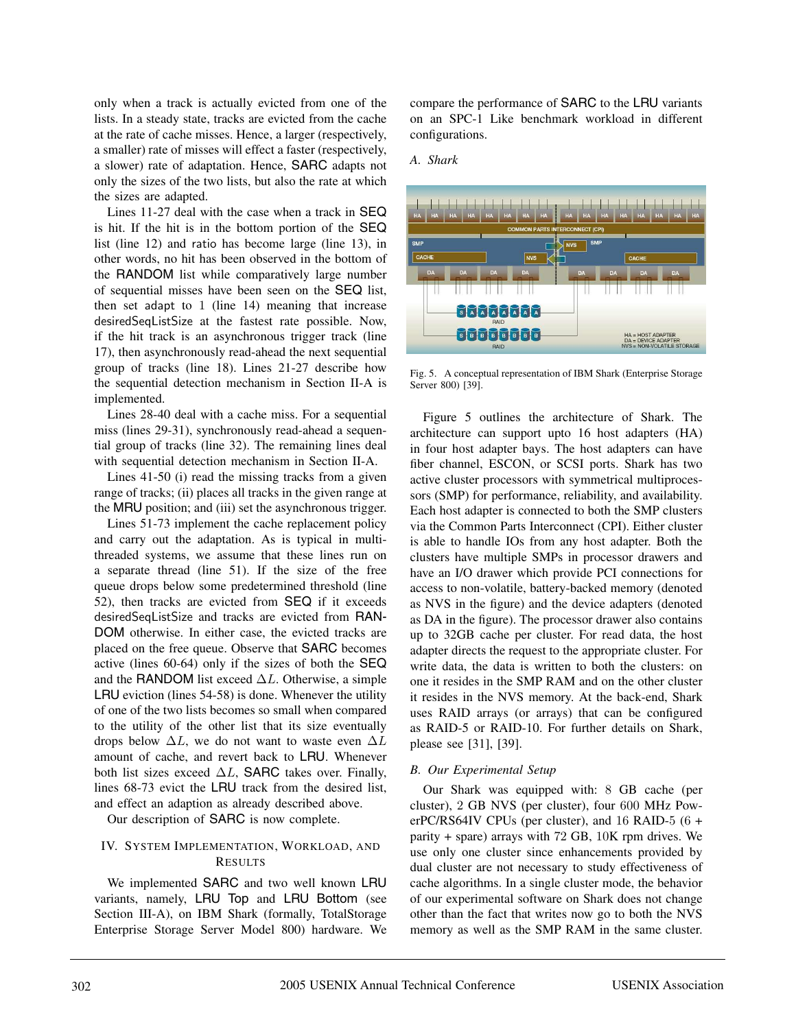only when a track is actually evicted from one of the lists. In a steady state, tracks are evicted from the cache at the rate of cache misses. Hence, a larger (respectively, a smaller) rate of misses will effect a faster (respectively, a slower) rate of adaptation. Hence, SARC adapts not only the sizes of the two lists, but also the rate at which the sizes are adapted.

Lines 11-27 deal with the case when a track in SEQ is hit. If the hit is in the bottom portion of the SEQ list (line 12) and ratio has become large (line 13), in other words, no hit has been observed in the bottom of the RANDOM list while comparatively large number of sequential misses have been seen on the SEQ list, then set adapt to 1 (line 14) meaning that increase desiredSeqListSize at the fastest rate possible. Now, if the hit track is an asynchronous trigger track (line 17), then asynchronously read-ahead the next sequential group of tracks (line 18). Lines 21-27 describe how the sequential detection mechanism in Section II-A is implemented.

Lines 28-40 deal with a cache miss. For a sequential miss (lines 29-31), synchronously read-ahead a sequential group of tracks (line 32). The remaining lines deal with sequential detection mechanism in Section II-A.

Lines 41-50 (i) read the missing tracks from a given range of tracks; (ii) places all tracks in the given range at the MRU position; and (iii) set the asynchronous trigger.

Lines 51-73 implement the cache replacement policy and carry out the adaptation. As is typical in multithreaded systems, we assume that these lines run on a separate thread (line 51). If the size of the free queue drops below some predetermined threshold (line 52), then tracks are evicted from SEQ if it exceeds desiredSeqListSize and tracks are evicted from RANDOM otherwise. In either case, the evicted tracks are placed on the free queue. Observe that SARC becomes active (lines 60-64) only if the sizes of both the SEQ and the RANDOM list exceed $\Delta L$. Otherwise, a simple LRU eviction (lines 54-58) is done. Whenever the utility of one of the two lists becomes so small when compared to the utility of the other list that its size eventually drops below $\Delta L$, we do not want to waste even $\Delta L$ amount of cache, and revert back to LRU. Whenever both list sizes exceed $\Delta L$, SARC takes over. Finally, lines 68-73 evict the LRU track from the desired list, and effect an adaption as already described above.

Our description of SARC is now complete.

## IV. System Implementation, Workload, and Results

We implemented SARC and two well known LRU variants, namely, LRU Top and LRU Bottom (see Section III-A), on IBM Shark (formally, TotalStorage Enterprise Storage Server Model 800) hardware. We compare the performance of SARC to the LRU variants on an SPC-1 Like benchmark workload in different configurations.

### A. Shark

Fig. 5. A conceptual representation of IBM Shark (Enterprise Storage Server 800) [39].

Figure 5 outlines the architecture of Shark. The architecture can support upto 16 host adapters (HA) in four host adapter bays. The host adapters can have fiber channel, ESCON, or SCSI ports. Shark has two active cluster processors with symmetrical multiprocessors (SMP) for performance, reliability, and availability. Each host adapter is connected to both the SMP clusters via the Common Parts Interconnect (CPI). Either cluster is able to handle IOs from any host adapter. Both the clusters have multiple SMPs in processor drawers and have an I/O drawer which provide PCI connections for access to non-volatile, battery-backed memory (denoted as NVS in the figure) and the device adapters (denoted as DA in the figure). The processor drawer also contains up to 32GB cache per cluster. For read data, the host adapter directs the request to the appropriate cluster. For write data, the data is written to both the clusters: on one it resides in the SMP RAM and on the other cluster it resides in the NVS memory. At the back-end, Shark uses RAID arrays (or arrays) that can be configured as RAID-5 or RAID-10. For further details on Shark, please see [31], [39].

### B. Our Experimental Setup

Our Shark was equipped with: 8 GB cache (per cluster), 2 GB NVS (per cluster), four 600 MHz PowerPC/RS64IV CPUs (per cluster), and 16 RAID-5 (6 + parity + spare) arrays with 72 GB, 10K rpm drives. We use only one cluster since enhancements provided by dual cluster are not necessary to study effectiveness of cache algorithms. In a single cluster mode, the behavior of our experimental software on Shark does not change other than the fact that writes now go to both the NVS memory as well as the SMP RAM in the same cluster.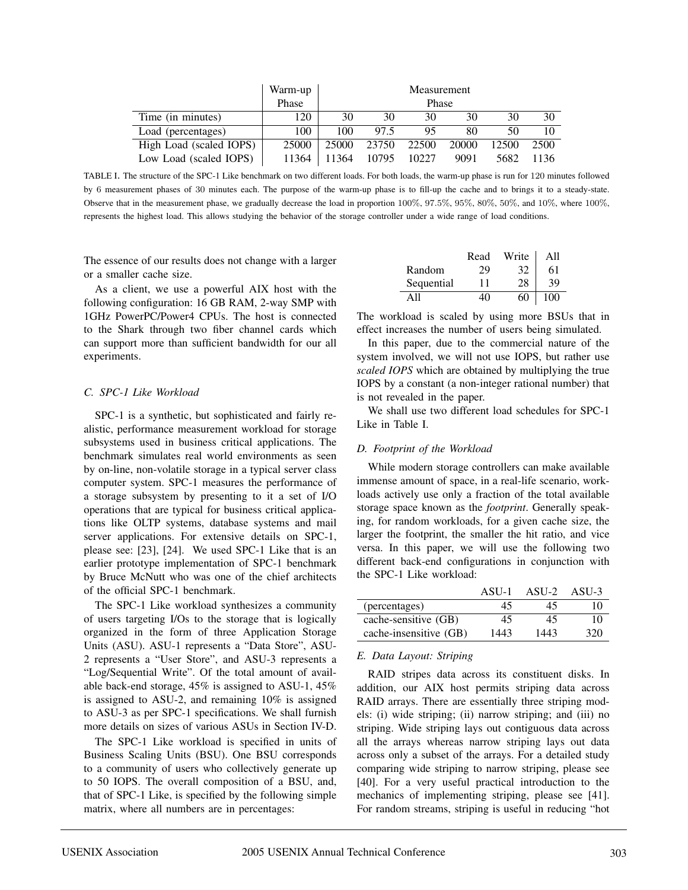| | Warm-up Phase | Measurement Phase | | | | | |
|---|---|---|---|---|---|---|---|
| Time (in minutes) | 120 | 30 | 30 | 30 | 30 | 30 | 30 |
| Load (percentages) | 100 | 100 | 97.5 | 95 | 80 | 50 | 10 |
| High Load (scaled IOPS) | 25000 | 25000 | 23750 | 22500 | 20000 | 12500 | 2500 |
| Low Load (scaled IOPS) | 11364 | 11364 | 10795 | 10227 | 9091 | 5682 | 1136 |

TABLE I. The structure of the SPC-1 Like benchmark on two different loads. For both loads, the warm-up phase is run for 120 minutes followed by 6 measurement phases of 30 minutes each. The purpose of the warm-up phase is to fill-up the cache and to brings it to a steady-state. Observe that in the measurement phase, we gradually decrease the load in proportion 100%, 97.5%, 95%, 80%, 50%, and 10%, where 100%, represents the highest load. This allows studying the behavior of the storage controller under a wide range of load conditions.

The essence of our results does not change with a larger or a smaller cache size.

As a client, we use a powerful AIX host with the following configuration: 16 GB RAM, 2-way SMP with 1GHz PowerPC/Power4 CPUs. The host is connected to the Shark through two fiber channel cards which can support more than sufficient bandwidth for our all experiments.

### C. SPC-1 Like Workload

SPC-1 is a synthetic, but sophisticated and fairly realistic, performance measurement workload for storage subsystems used in business critical applications. The benchmark simulates real world environments as seen by on-line, non-volatile storage in a typical server class computer system. SPC-1 measures the performance of a storage subsystem by presenting to it a set of I/O operations that are typical for business critical applications like OLTP systems, database systems and mail server applications. For extensive details on SPC-1, please see: [23], [24]. We used SPC-1 Like that is an earlier prototype implementation of SPC-1 benchmark by Bruce McNutt who was one of the chief architects of the official SPC-1 benchmark.

The SPC-1 Like workload synthesizes a community of users targeting I/Os to the storage that is logically organized in the form of three Application Storage Units (ASU). ASU-1 represents a "Data Store", ASU-2 represents a "User Store", and ASU-3 represents a "Log/Sequential Write". Of the total amount of available back-end storage, 45% is assigned to ASU-1, 45% is assigned to ASU-2, and remaining 10% is assigned to ASU-3 as per SPC-1 specifications. We shall furnish more details on sizes of various ASUs in Section IV-D.

The SPC-1 Like workload is specified in units of Business Scaling Units (BSU). One BSU corresponds to a community of users who collectively generate up to 50 IOPS. The overall composition of a BSU, and, that of SPC-1 Like, is specified by the following simple matrix, where all numbers are in percentages:

| | Read | Write | All |
|---|---|---|---|
| Random | 29 | 32 | 61 |
| Sequential | 11 | 28 | 39 |
| All | 40 | 60 | 100 |

The workload is scaled by using more BSUs that in effect increases the number of users being simulated.

In this paper, due to the commercial nature of the system involved, we will not use IOPS, but rather use *scaled IOPS* which are obtained by multiplying the true IOPS by a constant (a non-integer rational number) that is not revealed in the paper.

We shall use two different load schedules for SPC-1 Like in Table I.

### D. Footprint of the Workload

While modern storage controllers can make available immense amount of space, in a real-life scenario, workloads actively use only a fraction of the total available storage space known as the *footprint*. Generally speaking, for random workloads, for a given cache size, the larger the footprint, the smaller the hit ratio, and vice versa. In this paper, we will use the following two different back-end configurations in conjunction with the SPC-1 Like workload:

| | ASU-1 | ASU-2 | ASU-3 |
|---|---|---|---|
| (percentages) | 45 | 45 | 10 |
| cache-sensitive (GB) | 45 | 45 | 10 |
| cache-insensitive (GB) | 1443 | 1443 | 320 |

### E. Data Layout: Striping

RAID stripes data across its constituent disks. In addition, our AIX host permits striping data across RAID arrays. There are essentially three striping models: (i) wide striping; (ii) narrow striping; and (iii) no striping. Wide striping lays out contiguous data across all the arrays whereas narrow striping lays out data across only a subset of the arrays. For a detailed study comparing wide striping to narrow striping, please see [40]. For a very useful practical introduction to the mechanics of implementing striping, please see [41]. For random streams, striping is useful in reducing "hot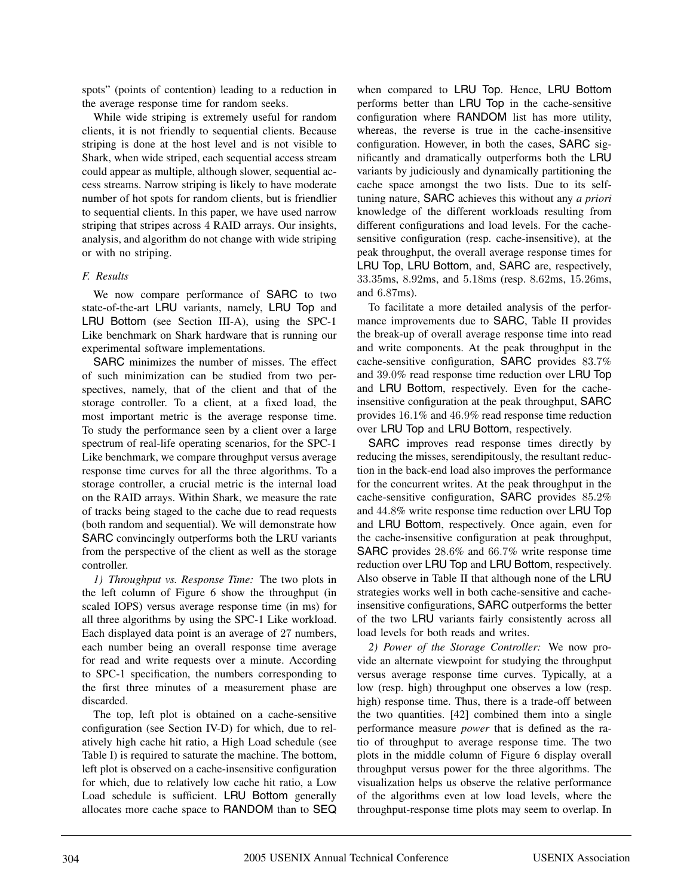spots" (points of contention) leading to a reduction in the average response time for random seeks.

While wide striping is extremely useful for random clients, it is not friendly to sequential clients. Because striping is done at the host level and is not visible to Shark, when wide striped, each sequential access stream could appear as multiple, although slower, sequential access streams. Narrow striping is likely to have moderate number of hot spots for random clients, but is friendlier to sequential clients. In this paper, we have used narrow striping that stripes across 4 RAID arrays. Our insights, analysis, and algorithm do not change with wide striping or with no striping.

### *F. Results*

We now compare performance of SARC to two state-of-the-art LRU variants, namely, LRU Top and LRU Bottom (see Section III-A), using the SPC-1 Like benchmark on Shark hardware that is running our experimental software implementations.

SARC minimizes the number of misses. The effect of such minimization can be studied from two perspectives, namely, that of the client and that of the storage controller. To a client, at a fixed load, the most important metric is the average response time. To study the performance seen by a client over a large spectrum of real-life operating scenarios, for the SPC-1 Like benchmark, we compare throughput versus average response time curves for all the three algorithms. To a storage controller, a crucial metric is the internal load on the RAID arrays. Within Shark, we measure the rate of tracks being staged to the cache due to read requests (both random and sequential). We will demonstrate how SARC convincingly outperforms both the LRU variants from the perspective of the client as well as the storage controller.

*1) Throughput vs. Response Time:* The two plots in the left column of Figure 6 show the throughput (in scaled IOPS) versus average response time (in ms) for all three algorithms by using the SPC-1 Like workload. Each displayed data point is an average of 27 numbers, each number being an overall response time average for read and write requests over a minute. According to SPC-1 specification, the numbers corresponding to the first three minutes of a measurement phase are discarded.

The top, left plot is obtained on a cache-sensitive configuration (see Section IV-D) for which, due to relatively high cache hit ratio, a High Load schedule (see Table I) is required to saturate the machine. The bottom, left plot is observed on a cache-insensitive configuration for which, due to relatively low cache hit ratio, a Low Load schedule is sufficient. LRU Bottom generally allocates more cache space to RANDOM than to SEQ when compared to LRU Top. Hence, LRU Bottom performs better than LRU Top in the cache-sensitive configuration where RANDOM list has more utility, whereas, the reverse is true in the cache-insensitive configuration. However, in both the cases, SARC significantly and dramatically outperforms both the LRU variants by judiciously and dynamically partitioning the cache space amongst the two lists. Due to its self-tuning nature, SARC achieves this without any *a priori* knowledge of the different workloads resulting from different configurations and load levels. For the cache-sensitive configuration (resp. cache-insensitive), at the peak throughput, the overall average response times for LRU Top, LRU Bottom, and, SARC are, respectively, 33.35ms, 8.92ms, and 5.18ms (resp. 8.62ms, 15.26ms, and 6.87ms).

To facilitate a more detailed analysis of the performance improvements due to SARC, Table II provides the break-up of overall average response time into read and write components. At the peak throughput in the cache-sensitive configuration, SARC provides 83.7% and 39.0% read response time reduction over LRU Top and LRU Bottom, respectively. Even for the cache-insensitive configuration at the peak throughput, SARC provides 16.1% and 46.9% read response time reduction over LRU Top and LRU Bottom, respectively.

SARC improves read response times directly by reducing the misses, serendipitously, the resultant reduction in the back-end load also improves the performance for the concurrent writes. At the peak throughput in the cache-sensitive configuration, SARC provides 85.2% and 44.8% write response time reduction over LRU Top and LRU Bottom, respectively. Once again, even for the cache-insensitive configuration at peak throughput, SARC provides 28.6% and 66.7% write response time reduction over LRU Top and LRU Bottom, respectively. Also observe in Table II that although none of the LRU strategies works well in both cache-sensitive and cache-insensitive configurations, SARC outperforms the better of the two LRU variants fairly consistently across all load levels for both reads and writes.

*2) Power of the Storage Controller:* We now provide an alternate viewpoint for studying the throughput versus average response time curves. Typically, at a low (resp. high) throughput one observes a low (resp. high) response time. Thus, there is a trade-off between the two quantities. [42] combined them into a single performance measure *power* that is defined as the ratio of throughput to average response time. The two plots in the middle column of Figure 6 display overall throughput versus power for the three algorithms. The visualization helps us observe the relative performance of the algorithms even at low load levels, where the throughput-response time plots may seem to overlap. In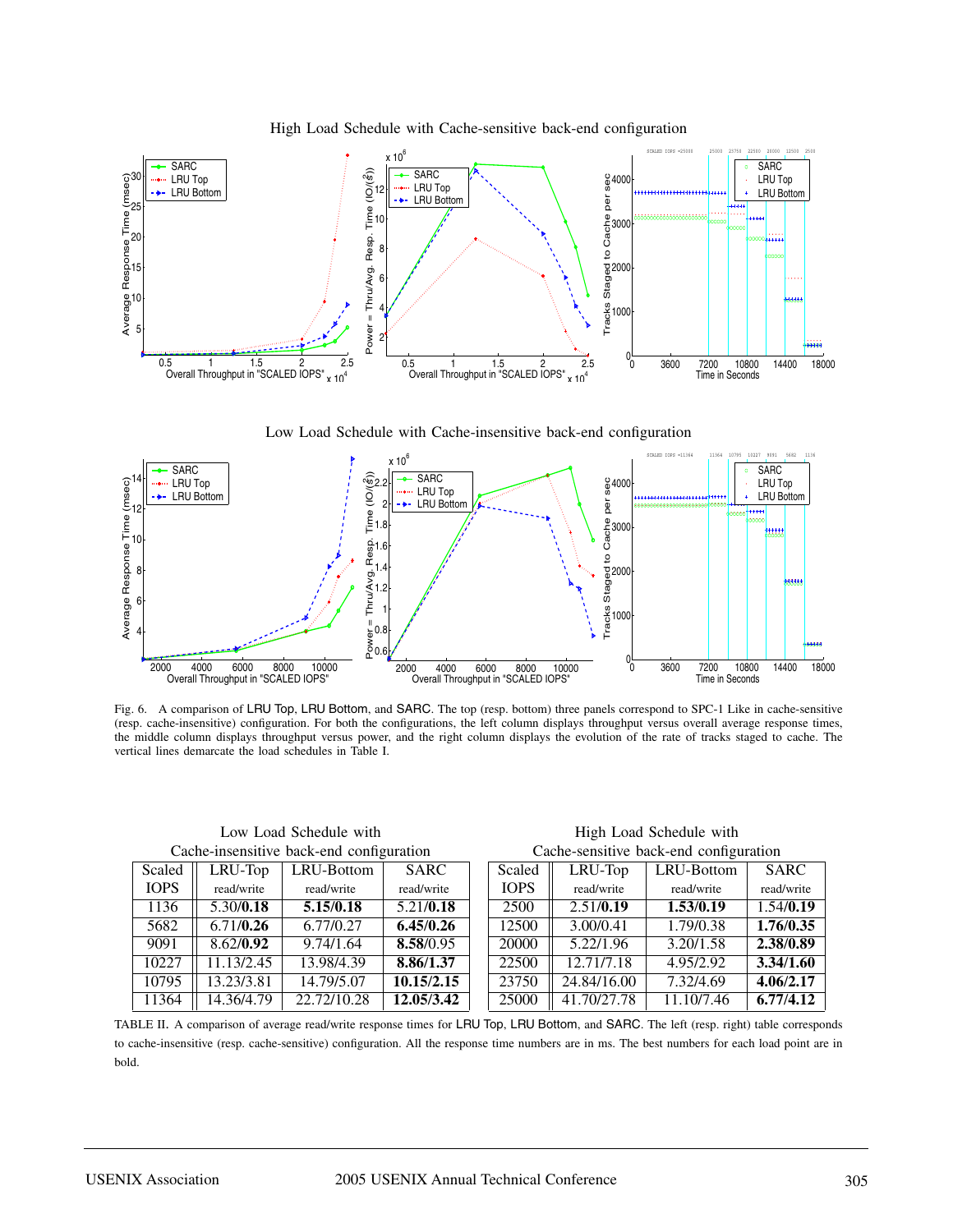High Load Schedule with Cache-sensitive back-end configuration

Low Load Schedule with Cache-insensitive back-end configuration

Fig. 6. A comparison of LRU Top, LRU Bottom, and SARC. The top (resp. bottom) three panels correspond to SPC-1 Like in cache-sensitive (resp. cache-insensitive) configuration. For both the configurations, the left column displays throughput versus overall average response times, the middle column displays throughput versus power, and the right column displays the evolution of the rate of tracks staged to cache. The vertical lines demarcate the load schedules in Table I.

**Low Load Schedule with Cache-insensitive back-end configuration**

| Scaled IOPS | LRU-Top read/write | LRU-Bottom read/write | SARC read/write |
|---|---|---|---|
| 1136 | 5.30/**0.18** | **5.15/0.18** | 5.21/**0.18** |
| 5682 | 6.71/**0.26** | 6.77/0.27 | **6.45/0.26** |
| 9091 | 8.62/**0.92** | 9.74/1.64 | **8.58**/0.95 |
| 10227 | 11.13/2.45 | 13.98/4.39 | **8.86/1.37** |
| 10795 | 13.23/3.81 | 14.79/5.07 | **10.15/2.15** |
| 11364 | 14.36/4.79 | 22.72/10.28 | **12.05/3.42** |

**High Load Schedule with Cache-sensitive back-end configuration**

| Scaled IOPS | LRU-Top read/write | LRU-Bottom read/write | SARC read/write |
|---|---|---|---|
| 2500 | 2.51/**0.19** | **1.53/0.19** | 1.54/**0.19** |
| 12500 | 3.00/0.41 | 1.79/0.38 | **1.76/0.35** |
| 20000 | 5.22/1.96 | 3.20/1.58 | **2.38/0.89** |
| 22500 | 12.71/7.18 | 4.95/2.92 | **3.34/1.60** |
| 23750 | 24.84/16.00 | 7.32/4.69 | **4.06/2.17** |
| 25000 | 41.70/27.78 | 11.10/7.46 | **6.77/4.12** |

TABLE II. A comparison of average read/write response times for LRU Top, LRU Bottom, and SARC. The left (resp. right) table corresponds to cache-insensitive (resp. cache-sensitive) configuration. All the response time numbers are in ms. The best numbers for each load point are in bold.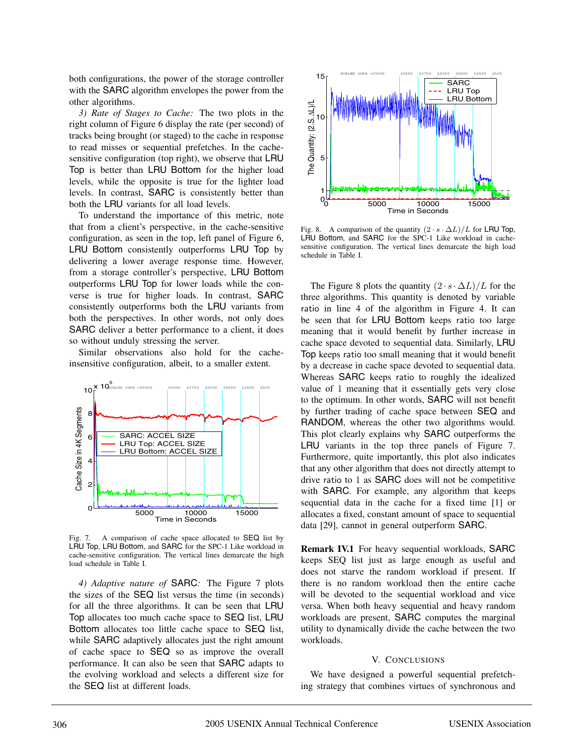both configurations, the power of the storage controller with the SARC algorithm envelopes the power from the other algorithms.

*3) Rate of Stages to Cache:* The two plots in the right column of Figure 6 display the rate (per second) of tracks being brought (or staged) to the cache in response to read misses or sequential prefetches. In the cache-sensitive configuration (top right), we observe that LRU Top is better than LRU Bottom for the higher load levels, while the opposite is true for the lighter load levels. In contrast, SARC is consistently better than both the LRU variants for all load levels.

To understand the importance of this metric, note that from a client's perspective, in the cache-sensitive configuration, as seen in the top, left panel of Figure 6, LRU Bottom consistently outperforms LRU Top by delivering a lower average response time. However, from a storage controller's perspective, LRU Bottom outperforms LRU Top for lower loads while the converse is true for higher loads. In contrast, SARC consistently outperforms both the LRU variants from both the perspectives. In other words, not only does SARC deliver a better performance to a client, it does so without unduly stressing the server.

Similar observations also hold for the cache-insensitive configuration, albeit, to a smaller extent.

Fig. 7. A comparison of cache space allocated to SEQ list by LRU Top, LRU Bottom, and SARC for the SPC-1 Like workload in cache-sensitive configuration. The vertical lines demarcate the high load schedule in Table I.

*4) Adaptive nature of SARC:* The Figure 7 plots the sizes of the SEQ list versus the time (in seconds) for all the three algorithms. It can be seen that LRU Top allocates too much cache space to SEQ list, LRU Bottom allocates too little cache space to SEQ list, while SARC adaptively allocates just the right amount of cache space to SEQ so as improve the overall performance. It can also be seen that SARC adapts to the evolving workload and selects a different size for the SEQ list at different loads.

Fig. 8. A comparison of the quantity $(2 \cdot s \cdot \Delta L)/L$ for LRU Top, LRU Bottom, and SARC for the SPC-1 Like workload in cache-sensitive configuration. The vertical lines demarcate the high load schedule in Table I.

The Figure 8 plots the quantity $(2 \cdot s \cdot \Delta L)/L$ for the three algorithms. This quantity is denoted by variable ratio in line 4 of the algorithm in Figure 4. It can be seen that for LRU Bottom keeps ratio too large meaning that it would benefit by further increase in cache space devoted to sequential data. Similarly, LRU Top keeps ratio too small meaning that it would benefit by a decrease in cache space devoted to sequential data. Whereas SARC keeps ratio to roughly the idealized value of 1 meaning that it essentially gets very close to the optimum. In other words, SARC will not benefit by further trading of cache space between SEQ and RANDOM, whereas the other two algorithms would. This plot clearly explains why SARC outperforms the LRU variants in the top three panels of Figure 7. Furthermore, quite importantly, this plot also indicates that any other algorithm that does not directly attempt to drive ratio to 1 as SARC does will not be competitive with SARC. For example, any algorithm that keeps sequential data in the cache for a fixed time [1] or allocates a fixed, constant amount of space to sequential data [29], cannot in general outperform SARC.

**Remark IV.1** For heavy sequential workloads, SARC keeps SEQ list just as large enough as useful and does not starve the random workload if present. If there is no random workload then the entire cache will be devoted to the sequential workload and vice versa. When both heavy sequential and heavy random workloads are present, SARC computes the marginal utility to dynamically divide the cache between the two workloads.

## V. Conclusions

We have designed a powerful sequential prefetching strategy that combines virtues of synchronous and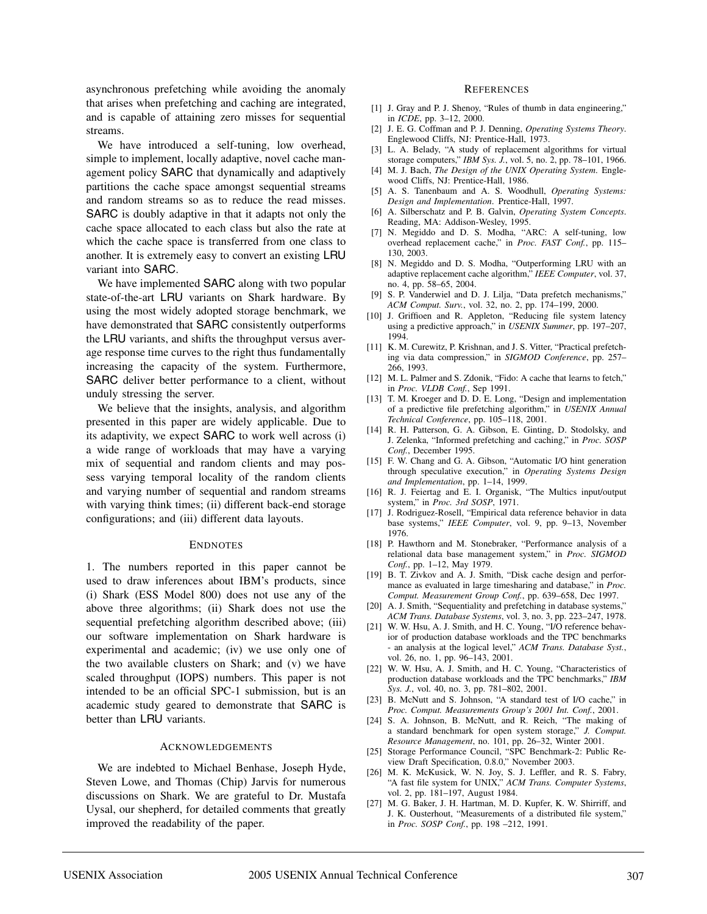asynchronous prefetching while avoiding the anomaly that arises when prefetching and caching are integrated, and is capable of attaining zero misses for sequential streams.

We have introduced a self-tuning, low overhead, simple to implement, locally adaptive, novel cache management policy SARC that dynamically and adaptively partitions the cache space amongst sequential streams and random streams so as to reduce the read misses. SARC is doubly adaptive in that it adapts not only the cache space allocated to each class but also the rate at which the cache space is transferred from one class to another. It is extremely easy to convert an existing LRU variant into SARC.

We have implemented SARC along with two popular state-of-the-art LRU variants on Shark hardware. By using the most widely adopted storage benchmark, we have demonstrated that SARC consistently outperforms the LRU variants, and shifts the throughput versus average response time curves to the right thus fundamentally increasing the capacity of the system. Furthermore, SARC deliver better performance to a client, without unduly stressing the server.

We believe that the insights, analysis, and algorithm presented in this paper are widely applicable. Due to its adaptivity, we expect SARC to work well across (i) a wide range of workloads that may have a varying mix of sequential and random clients and may possess varying temporal locality of the random clients and varying number of sequential and random streams with varying think times; (ii) different back-end storage configurations; and (iii) different data layouts.

## ENDNOTES

1. The numbers reported in this paper cannot be used to draw inferences about IBM's products, since (i) Shark (ESS Model 800) does not use any of the above three algorithms; (ii) Shark does not use the sequential prefetching algorithm described above; (iii) our software implementation on Shark hardware is experimental and academic; (iv) we use only one of the two available clusters on Shark; and (v) we have scaled throughput (IOPS) numbers. This paper is not intended to be an official SPC-1 submission, but is an academic study geared to demonstrate that SARC is better than LRU variants.

## ACKNOWLEDGEMENTS

We are indebted to Michael Benhase, Joseph Hyde, Steven Lowe, and Thomas (Chip) Jarvis for numerous discussions on Shark. We are grateful to Dr. Mustafa Uysal, our shepherd, for detailed comments that greatly improved the readability of the paper.

## REFERENCES

[1] J. Gray and P. J. Shenoy, "Rules of thumb in data engineering," in *ICDE*, pp. 3–12, 2000.

[2] J. E. G. Coffman and P. J. Denning, *Operating Systems Theory*. Englewood Cliffs, NJ: Prentice-Hall, 1973.

[3] L. A. Belady, "A study of replacement algorithms for virtual storage computers," *IBM Sys. J.*, vol. 5, no. 2, pp. 78–101, 1966.

[4] M. J. Bach, *The Design of the UNIX Operating System*. Englewood Cliffs, NJ: Prentice-Hall, 1986.

[5] A. S. Tanenbaum and A. S. Woodhull, *Operating Systems: Design and Implementation*. Prentice-Hall, 1997.

[6] A. Silberschatz and P. B. Galvin, *Operating System Concepts*. Reading, MA: Addison-Wesley, 1995.

[7] N. Megiddo and D. S. Modha, "ARC: A self-tuning, low overhead replacement cache," in *Proc. FAST Conf.*, pp. 115–130, 2003.

[8] N. Megiddo and D. S. Modha, "Outperforming LRU with an adaptive replacement cache algorithm," *IEEE Computer*, vol. 37, no. 4, pp. 58–65, 2004.

[9] S. P. Vanderwiel and D. J. Lilja, "Data prefetch mechanisms," *ACM Comput. Surv.*, vol. 32, no. 2, pp. 174–199, 2000.

[10] J. Griffioen and R. Appleton, "Reducing file system latency using a predictive approach," in *USENIX Summer*, pp. 197–207, 1994.

[11] K. M. Curewitz, P. Krishnan, and J. S. Vitter, "Practical prefetching via data compression," in *SIGMOD Conference*, pp. 257–266, 1993.

[12] M. L. Palmer and S. Zdonik, "Fido: A cache that learns to fetch," in *Proc. VLDB Conf.*, Sep 1991.

[13] T. M. Kroeger and D. D. E. Long, "Design and implementation of a predictive file prefetching algorithm," in *USENIX Annual Technical Conference*, pp. 105–118, 2001.

[14] R. H. Patterson, G. A. Gibson, E. Ginting, D. Stodolsky, and J. Zelenka, "Informed prefetching and caching," in *Proc. SOSP Conf.*, December 1995.

[15] F. W. Chang and G. A. Gibson, "Automatic I/O hint generation through speculative execution," in *Operating Systems Design and Implementation*, pp. 1–14, 1999.

[16] R. J. Feiertag and E. I. Organisk, "The Multics input/output system," in *Proc. 3rd SOSP*, 1971.

[17] J. Rodriguez-Rosell, "Empirical data reference behavior in data base systems," *IEEE Computer*, vol. 9, pp. 9–13, November 1976.

[18] P. Hawthorn and M. Stonebraker, "Performance analysis of a relational data base management system," in *Proc. SIGMOD Conf.*, pp. 1–12, May 1979.

[19] B. T. Zivkov and A. J. Smith, "Disk cache design and performance as evaluated in large timesharing and database," in *Proc. Comput. Measurement Group Conf.*, pp. 639–658, Dec 1997.

[20] A. J. Smith, "Sequentiality and prefetching in database systems," *ACM Trans. Database Systems*, vol. 3, no. 3, pp. 223–247, 1978.

[21] W. W. Hsu, A. J. Smith, and H. C. Young, "I/O reference behavior of production database workloads and the TPC benchmarks - an analysis at the logical level," *ACM Trans. Database Syst.*, vol. 26, no. 1, pp. 96–143, 2001.

[22] W. W. Hsu, A. J. Smith, and H. C. Young, "Characteristics of production database workloads and the TPC benchmarks," *IBM Sys. J.*, vol. 40, no. 3, pp. 781–802, 2001.

[23] B. McNutt and S. Johnson, "A standard test of I/O cache," in *Proc. Comput. Measurements Group's 2001 Int. Conf.*, 2001.

[24] S. A. Johnson, B. McNutt, and R. Reich, "The making of a standard benchmark for open system storage," *J. Comput. Resource Management*, no. 101, pp. 26–32, Winter 2001.

[25] Storage Performance Council, "SPC Benchmark-2: Public Review Draft Specification, 0.8.0," November 2003.

[26] M. K. McKusick, W. N. Joy, S. J. Leffler, and R. S. Fabry, "A fast file system for UNIX," *ACM Trans. Computer Systems*, vol. 2, pp. 181–197, August 1984.

[27] M. G. Baker, J. H. Hartman, M. D. Kupfer, K. W. Shirriff, and J. K. Ousterhout, "Measurements of a distributed file system," in *Proc. SOSP Conf.*, pp. 198 –212, 1991.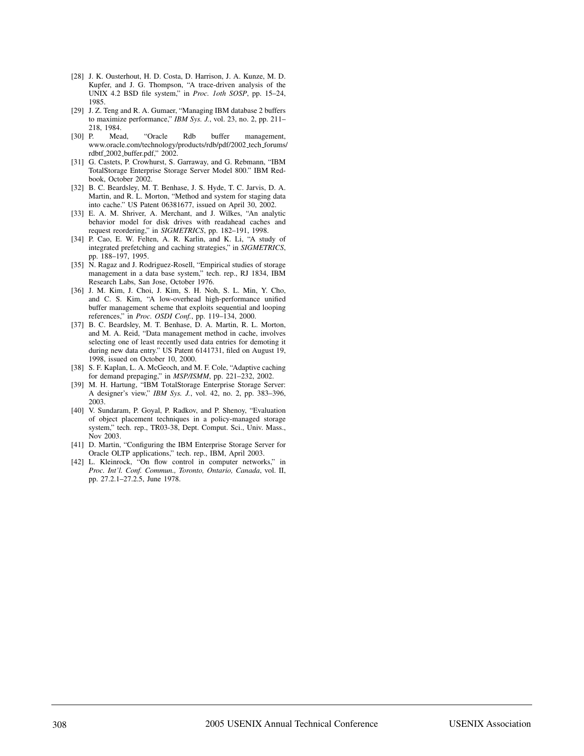[28] J. K. Ousterhout, H. D. Costa, D. Harrison, J. A. Kunze, M. D. Kupfer, and J. G. Thompson, "A trace-driven analysis of the UNIX 4.2 BSD file system," in *Proc. 1oth SOSP*, pp. 15–24, 1985.

[29] J. Z. Teng and R. A. Gumaer, "Managing IBM database 2 buffers to maximize performance," *IBM Sys. J.*, vol. 23, no. 2, pp. 211–218, 1984.

[30] P. Mead, "Oracle Rdb buffer management, www.oracle.com/technology/products/rdb/pdf/2002_tech_forums/rdbtf_2002_buffer.pdf," 2002.

[31] G. Castets, P. Crowhurst, S. Garraway, and G. Rebmann, "IBM TotalStorage Enterprise Storage Server Model 800." IBM Redbook, October 2002.

[32] B. C. Beardsley, M. T. Benhase, J. S. Hyde, T. C. Jarvis, D. A. Martin, and R. L. Morton, "Method and system for staging data into cache." US Patent 06381677, issued on April 30, 2002.

[33] E. A. M. Shriver, A. Merchant, and J. Wilkes, "An analytic behavior model for disk drives with readahead caches and request reordering," in *SIGMETRICS*, pp. 182–191, 1998.

[34] P. Cao, E. W. Felten, A. R. Karlin, and K. Li, "A study of integrated prefetching and caching strategies," in *SIGMETRICS*, pp. 188–197, 1995.

[35] N. Ragaz and J. Rodriguez-Rosell, "Empirical studies of storage management in a data base system," tech. rep., RJ 1834, IBM Research Labs, San Jose, October 1976.

[36] J. M. Kim, J. Choi, J. Kim, S. H. Noh, S. L. Min, Y. Cho, and C. S. Kim, "A low-overhead high-performance unified buffer management scheme that exploits sequential and looping references," in *Proc. OSDI Conf.*, pp. 119–134, 2000.

[37] B. C. Beardsley, M. T. Benhase, D. A. Martin, R. L. Morton, and M. A. Reid, "Data management method in cache, involves selecting one of least recently used data entries for demoting it during new data entry." US Patent 6141731, filed on August 19, 1998, issued on October 10, 2000.

[38] S. F. Kaplan, L. A. McGeoch, and M. F. Cole, "Adaptive caching for demand prepaging," in *MSP/ISMM*, pp. 221–232, 2002.

[39] M. H. Hartung, "IBM TotalStorage Enterprise Storage Server: A designer's view," *IBM Sys. J.*, vol. 42, no. 2, pp. 383–396, 2003.

[40] V. Sundaram, P. Goyal, P. Radkov, and P. Shenoy, "Evaluation of object placement techniques in a policy-managed storage system," tech. rep., TR03-38, Dept. Comput. Sci., Univ. Mass., Nov 2003.

[41] D. Martin, "Configuring the IBM Enterprise Storage Server for Oracle OLTP applications," tech. rep., IBM, April 2003.

[42] L. Kleinrock, "On flow control in computer networks," in *Proc. Int'l. Conf. Commun., Toronto, Ontario, Canada*, vol. II, pp. 27.2.1–27.2.5, June 1978.